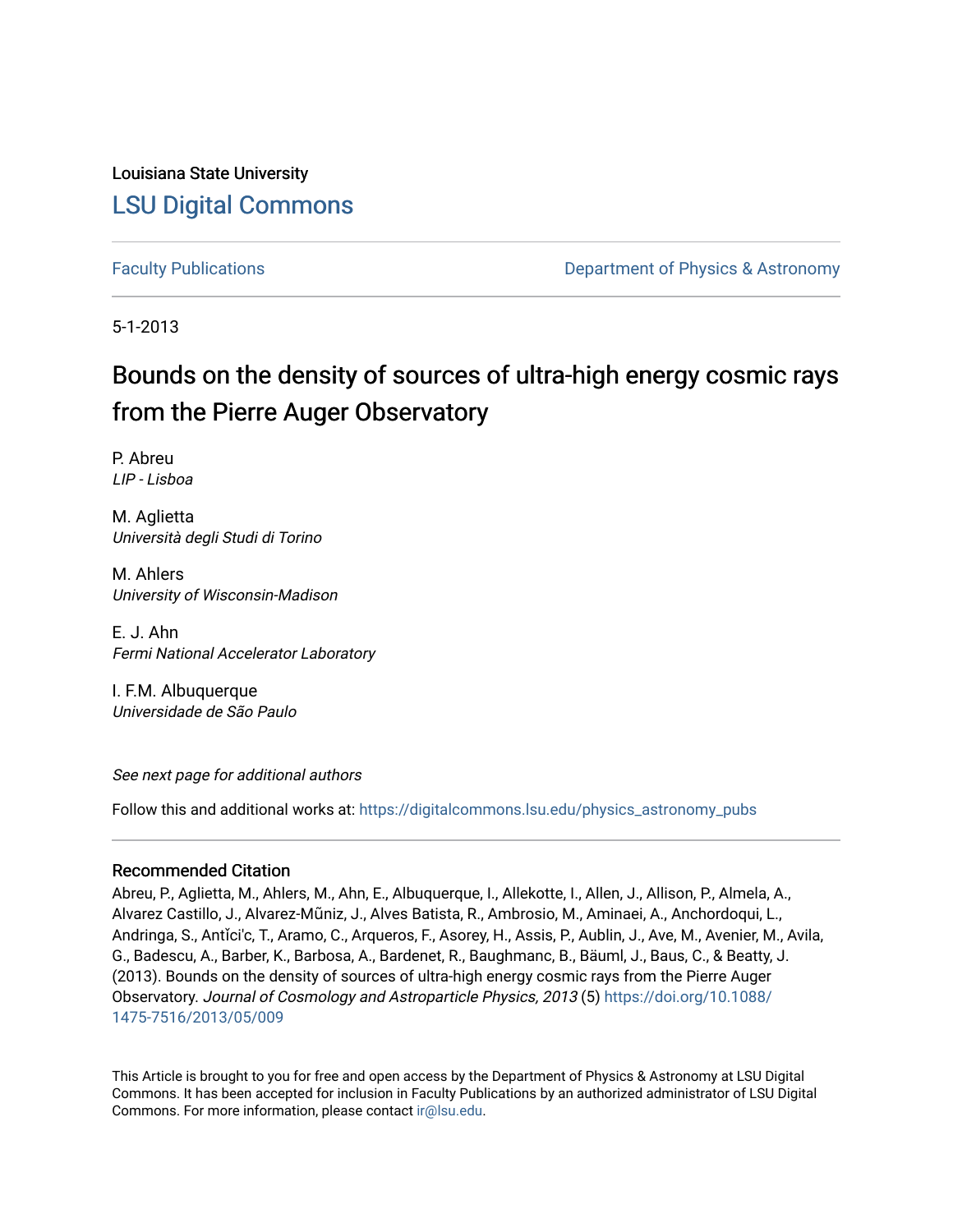Louisiana State University

# LSU Digital Commons

Faculty Publications

Department of Physics & Astronomy

5-1-2013

## Bounds on the density of sources of ultra-high energy cosmic rays from the Pierre Auger Observatory

P. Abreu
*LIP - Lisboa*

M. Aglietta
*Università degli Studi di Torino*

M. Ahlers
*University of Wisconsin-Madison*

E. J. Ahn
*Fermi National Accelerator Laboratory*

I. F.M. Albuquerque
*Universidade de São Paulo*

*See next page for additional authors*

Follow this and additional works at: https://digitalcommons.lsu.edu/physics_astronomy_pubs

### Recommended Citation

Abreu, P., Aglietta, M., Ahlers, M., Ahn, E., Albuquerque, I., Allekotte, I., Allen, J., Allison, P., Almela, A., Alvarez Castillo, J., Alvarez-Mũniz, J., Alves Batista, R., Ambrosio, M., Aminaei, A., Anchordoqui, L., Andringa, S., Antĭci'c, T., Aramo, C., Arqueros, F., Asorey, H., Assis, P., Aublin, J., Ave, M., Avenier, M., Avila, G., Badescu, A., Barber, K., Barbosa, A., Bardenet, R., Baughmanc, B., Bäuml, J., Baus, C., & Beatty, J. (2013). Bounds on the density of sources of ultra-high energy cosmic rays from the Pierre Auger Observatory. *Journal of Cosmology and Astroparticle Physics, 2013* (5) https://doi.org/10.1088/1475-7516/2013/05/009

This Article is brought to you for free and open access by the Department of Physics & Astronomy at LSU Digital Commons. It has been accepted for inclusion in Faculty Publications by an authorized administrator of LSU Digital Commons. For more information, please contact ir@lsu.edu.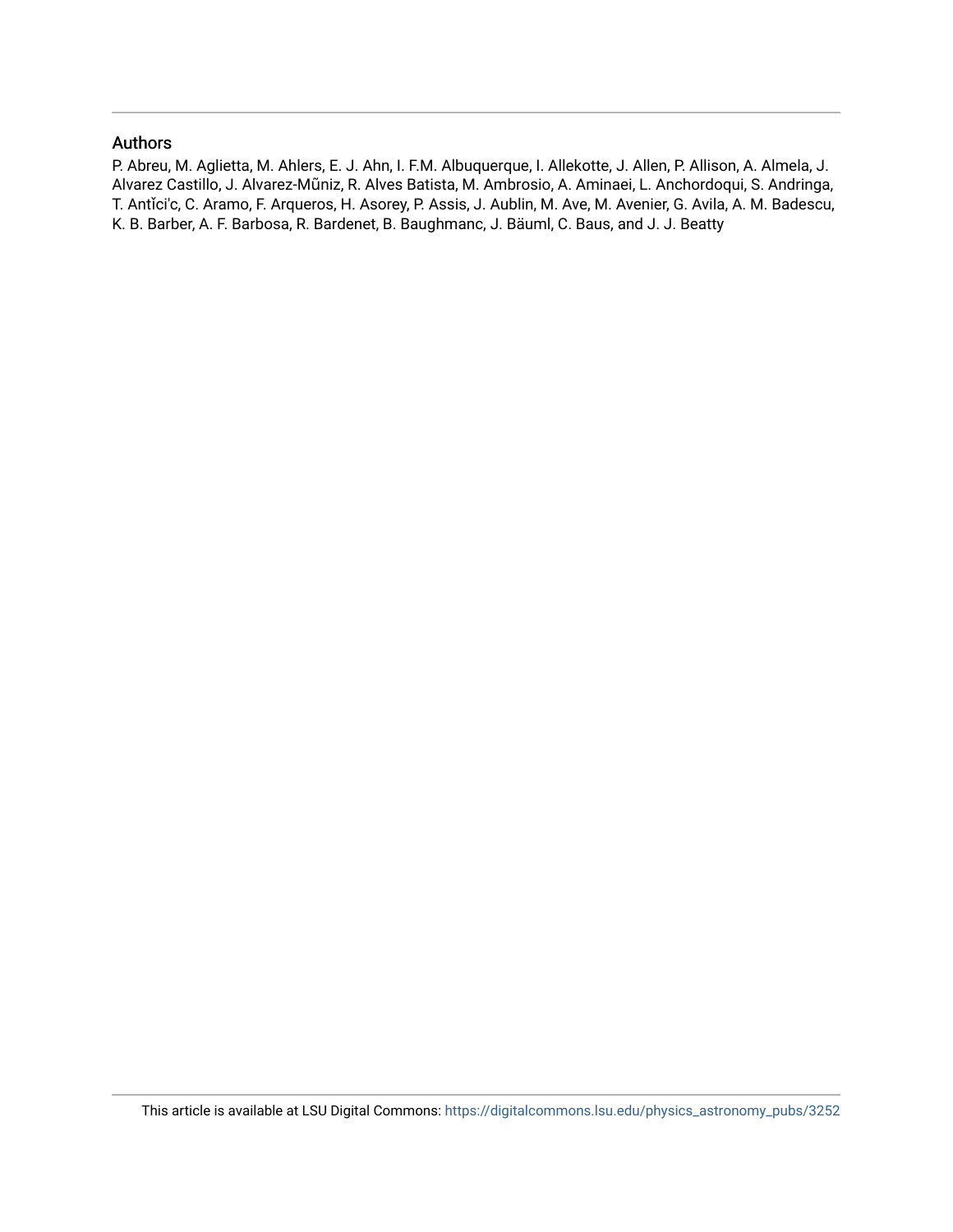## Authors

P. Abreu, M. Aglietta, M. Ahlers, E. J. Ahn, I. F.M. Albuquerque, I. Allekotte, J. Allen, P. Allison, A. Almela, J. Alvarez Castillo, J. Alvarez-Mũniz, R. Alves Batista, M. Ambrosio, A. Aminaei, L. Anchordoqui, S. Andringa, T. Antĭci'c, C. Aramo, F. Arqueros, H. Asorey, P. Assis, J. Aublin, M. Ave, M. Avenier, G. Avila, A. M. Badescu, K. B. Barber, A. F. Barbosa, R. Bardenet, B. Baughmanc, J. Bäuml, C. Baus, and J. J. Beatty

This article is available at LSU Digital Commons: https://digitalcommons.lsu.edu/physics_astronomy_pubs/3252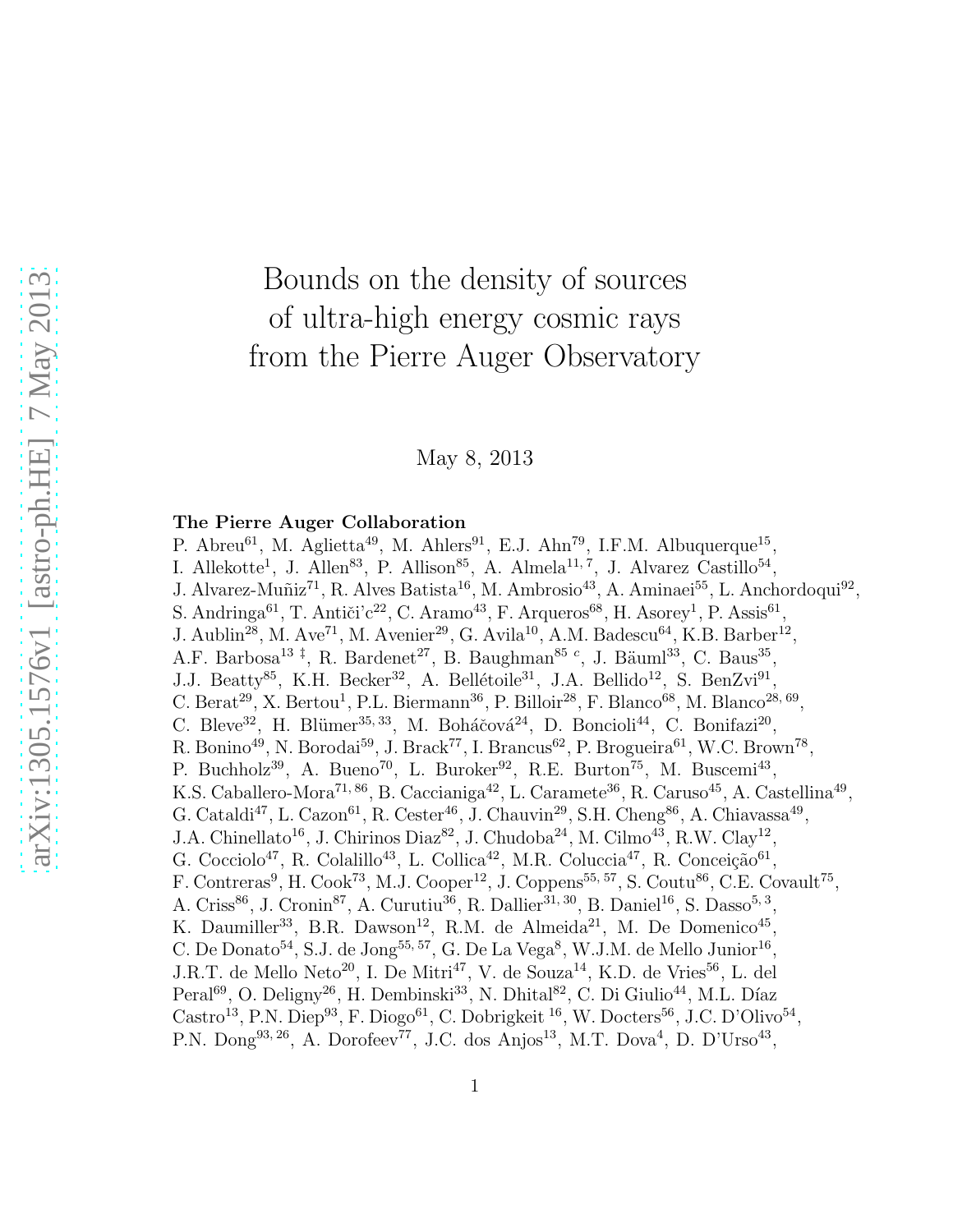# Bounds on the density of sources of ultra-high energy cosmic rays from the Pierre Auger Observatory

May 8, 2013

**The Pierre Auger Collaboration**

P. Abreu[61], M. Aglietta[49], M. Ahlers[91], E.J. Ahn[79], I.F.M. Albuquerque[15], I. Allekotte[1], J. Allen[83], P. Allison[85], A. Almela[11, 7], J. Alvarez Castillo[54], J. Alvarez-Muñiz[71], R. Alves Batista[16], M. Ambrosio[43], A. Aminaei[55], L. Anchordoqui[92], S. Andringa[61], T. Antiči'c[22], C. Aramo[43], F. Arqueros[68], H. Asorey[1], P. Assis[61], J. Aublin[28], M. Ave[71], M. Avenier[29], G. Avila[10], A.M. Badescu[64], K.B. Barber[12], A.F. Barbosa[13 ‡], R. Bardenet[27], B. Baughman[85 c], J. Bäuml[33], C. Baus[35], J.J. Beatty[85], K.H. Becker[32], A. Bellétoile[31], J.A. Bellido[12], S. BenZvi[91], C. Berat[29], X. Bertou[1], P.L. Biermann[36], P. Billoir[28], F. Blanco[68], M. Blanco[28, 69], C. Bleve[32], H. Blümer[35, 33], M. Boháčová[24], D. Boncioli[44], C. Bonifazi[20], R. Bonino[49], N. Borodai[59], J. Brack[77], I. Brancus[62], P. Brogueira[61], W.C. Brown[78], P. Buchholz[39], A. Bueno[70], L. Buroker[92], R.E. Burton[75], M. Buscemi[43], K.S. Caballero-Mora[71, 86], B. Caccianiga[42], L. Caramete[36], R. Caruso[45], A. Castellina[49], G. Cataldi[47], L. Cazon[61], R. Cester[46], J. Chauvin[29], S.H. Cheng[86], A. Chiavassa[49], J.A. Chinellato[16], J. Chirinos Diaz[82], J. Chudoba[24], M. Cilmo[43], R.W. Clay[12], G. Cocciolo[47], R. Colalillo[43], L. Collica[42], M.R. Coluccia[47], R. Conceição[61], F. Contreras[9], H. Cook[73], M.J. Cooper[12], J. Coppens[55, 57], S. Coutu[86], C.E. Covault[75], A. Criss[86], J. Cronin[87], A. Curutiu[36], R. Dallier[31, 30], B. Daniel[16], S. Dasso[5, 3], K. Daumiller[33], B.R. Dawson[12], R.M. de Almeida[21], M. De Domenico[45], C. De Donato[54], S.J. de Jong[55, 57], G. De La Vega[8], W.J.M. de Mello Junior[16], J.R.T. de Mello Neto[20], I. De Mitri[47], V. de Souza[14], K.D. de Vries[56], L. del Peral[69], O. Deligny[26], H. Dembinski[33], N. Dhital[82], C. Di Giulio[44], M.L. Díaz Castro[13], P.N. Diep[93], F. Diogo[61], C. Dobrigkeit [16], W. Docters[56], J.C. D'Olivo[54], P.N. Dong[93, 26], A. Dorofeev[77], J.C. dos Anjos[13], M.T. Dova[4], D. D'Urso[43],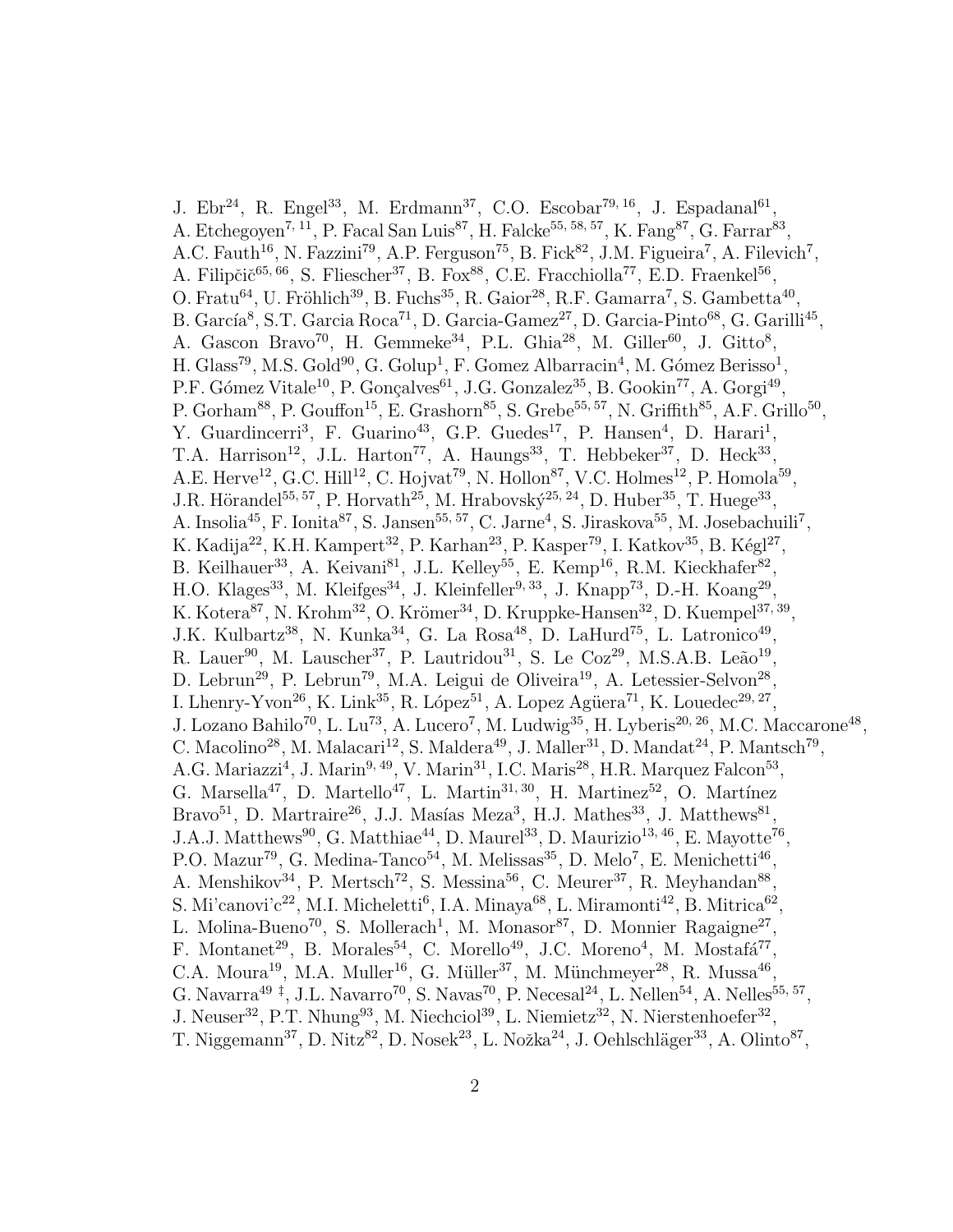J. Ebr[24], R. Engel[33], M. Erdmann[37], C.O. Escobar[79, 16], J. Espadanal[61], A. Etchegoyen[7, 11], P. Facal San Luis[87], H. Falcke[55, 58, 57], K. Fang[87], G. Farrar[83], A.C. Fauth[16], N. Fazzini[79], A.P. Ferguson[75], B. Fick[82], J.M. Figueira[7], A. Filevich[7], A. Filipčič[65, 66], S. Fliescher[37], B. Fox[88], C.E. Fracchiolla[77], E.D. Fraenkel[56], O. Fratu[64], U. Fröhlich[39], B. Fuchs[35], R. Gaior[28], R.F. Gamarra[7], S. Gambetta[40], B. García[8], S.T. Garcia Roca[71], D. Garcia-Gamez[27], D. Garcia-Pinto[68], G. Garilli[45], A. Gascon Bravo[70], H. Gemmeke[34], P.L. Ghia[28], M. Giller[60], J. Gitto[8], H. Glass[79], M.S. Gold[90], G. Golup[1], F. Gomez Albarracin[4], M. Gómez Berisso[1], P.F. Gómez Vitale[10], P. Gonçalves[61], J.G. Gonzalez[35], B. Gookin[77], A. Gorgi[49], P. Gorham[88], P. Gouffon[15], E. Grashorn[85], S. Grebe[55, 57], N. Griffith[85], A.F. Grillo[50], Y. Guardincerri[3], F. Guarino[43], G.P. Guedes[17], P. Hansen[4], D. Harari[1], T.A. Harrison[12], J.L. Harton[77], A. Haungs[33], T. Hebbeker[37], D. Heck[33], A.E. Herve[12], G.C. Hill[12], C. Hojvat[79], N. Hollon[87], V.C. Holmes[12], P. Homola[59], J.R. Hörandel[55, 57], P. Horvath[25], M. Hrabovský[25, 24], D. Huber[35], T. Huege[33], A. Insolia[45], F. Ionita[87], S. Jansen[55, 57], C. Jarne[4], S. Jiraskova[55], M. Josebachuili[7], K. Kadija[22], K.H. Kampert[32], P. Karhan[23], P. Kasper[79], I. Katkov[35], B. Kégl[27], B. Keilhauer[33], A. Keivani[81], J.L. Kelley[55], E. Kemp[16], R.M. Kieckhafer[82], H.O. Klages[33], M. Kleifges[34], J. Kleinfeller[9, 33], J. Knapp[73], D.-H. Koang[29], K. Kotera[87], N. Krohm[32], O. Krömer[34], D. Kruppke-Hansen[32], D. Kuempel[37, 39], J.K. Kulbartz[38], N. Kunka[34], G. La Rosa[48], D. LaHurd[75], L. Latronico[49], R. Lauer[90], M. Lauscher[37], P. Lautridou[31], S. Le Coz[29], M.S.A.B. Leão[19], D. Lebrun[29], P. Lebrun[79], M.A. Leigui de Oliveira[19], A. Letessier-Selvon[28], I. Lhenry-Yvon[26], K. Link[35], R. López[51], A. Lopez Agüera[71], K. Louedec[29, 27], J. Lozano Bahilo[70], L. Lu[73], A. Lucero[7], M. Ludwig[35], H. Lyberis[20, 26], M.C. Maccarone[48], C. Macolino[28], M. Malacari[12], S. Maldera[49], J. Maller[31], D. Mandat[24], P. Mantsch[79], A.G. Mariazzi[4], J. Marin[9, 49], V. Marin[31], I.C. Maris[28], H.R. Marquez Falcon[53], G. Marsella[47], D. Martello[47], L. Martin[31, 30], H. Martinez[52], O. Martínez Bravo[51], D. Martraire[26], J.J. Masías Meza[3], H.J. Mathes[33], J. Matthews[81], J.A.J. Matthews[90], G. Matthiae[44], D. Maurel[33], D. Maurizio[13, 46], E. Mayotte[76], P.O. Mazur[79], G. Medina-Tanco[54], M. Melissas[35], D. Melo[7], E. Menichetti[46], A. Menshikov[34], P. Mertsch[72], S. Messina[56], C. Meurer[37], R. Meyhandan[88], S. Mi'canovi'c[22], M.I. Micheletti[6], I.A. Minaya[68], L. Miramonti[42], B. Mitrica[62], L. Molina-Bueno[70], S. Mollerach[1], M. Monasor[87], D. Monnier Ragaigne[27], F. Montanet[29], B. Morales[54], C. Morello[49], J.C. Moreno[4], M. Mostafá[77], C.A. Moura[19], M.A. Muller[16], G. Müller[37], M. Münchmeyer[28], R. Mussa[46], G. Navarra[49 ‡], J.L. Navarro[70], S. Navas[70], P. Necesal[24], L. Nellen[54], A. Nelles[55, 57], J. Neuser[32], P.T. Nhung[93], M. Niechciol[39], L. Niemietz[32], N. Nierstenhoefer[32], T. Niggemann[37], D. Nitz[82], D. Nosek[23], L. Nožka[24], J. Oehlschläger[33], A. Olinto[87],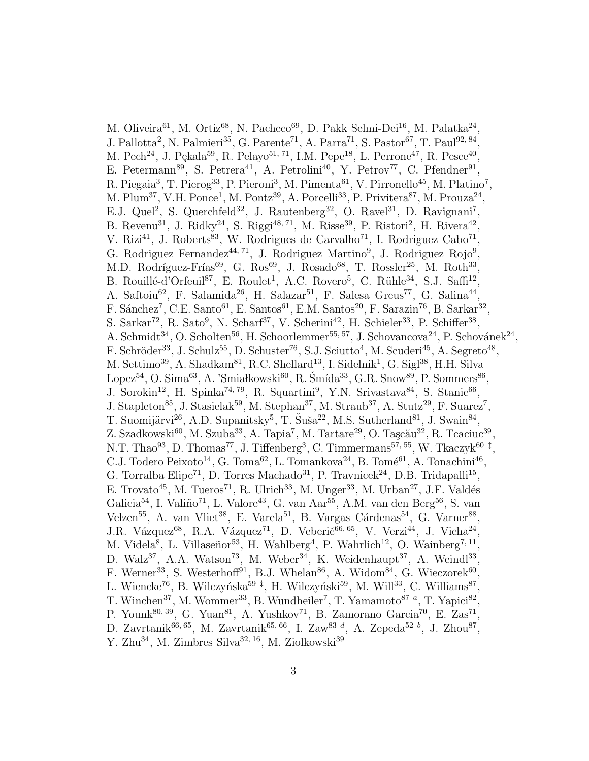M. Oliveira[61], M. Ortiz[68], N. Pacheco[69], D. Pakk Selmi-Dei[16], M. Palatka[24], J. Pallotta[2], N. Palmieri[35], G. Parente[71], A. Parra[71], S. Pastor[67], T. Paul[92, 84], M. Pech[24], J. Pękala[59], R. Pelayo[51, 71], I.M. Pepe[18], L. Perrone[47], R. Pesce[40], E. Petermann[89], S. Petrera[41], A. Petrolini[40], Y. Petrov[77], C. Pfendner[91], R. Piegaia[3], T. Pierog[33], P. Pieroni[3], M. Pimenta[61], V. Pirronello[45], M. Platino[7], M. Plum[37], V.H. Ponce[1], M. Pontz[39], A. Porcelli[33], P. Privitera[87], M. Prouza[24], E.J. Quel[2], S. Querchfeld[32], J. Rautenberg[32], O. Ravel[31], D. Ravignani[7], B. Revenu[31], J. Ridky[24], S. Riggi[48, 71], M. Risse[39], P. Ristori[2], H. Rivera[42], V. Rizi[41], J. Roberts[83], W. Rodrigues de Carvalho[71], I. Rodriguez Cabo[71], G. Rodriguez Fernandez[44, 71], J. Rodriguez Martino[9], J. Rodriguez Rojo[9], M.D. Rodríguez-Frías[69], G. Ros[69], J. Rosado[68], T. Rossler[25], M. Roth[33], B. Rouillé-d'Orfeuil[87], E. Roulet[1], A.C. Rovero[5], C. Rühle[34], S.J. Saffi[12], A. Saftoiu[62], F. Salamida[26], H. Salazar[51], F. Salesa Greus[77], G. Salina[44], F. Sánchez[7], C.E. Santo[61], E. Santos[61], E.M. Santos[20], F. Sarazin[76], B. Sarkar[32], S. Sarkar[72], R. Sato[9], N. Scharf[37], V. Scherini[42], H. Schieler[33], P. Schiffer[38], A. Schmidt[34], O. Scholten[56], H. Schoorlemmer[55, 57], J. Schovancova[24], P. Schovánek[24], F. Schröder[33], J. Schulz[55], D. Schuster[76], S.J. Sciutto[4], M. Scuderi[45], A. Segreto[48], M. Settimo[39], A. Shadkam[81], R.C. Shellard[13], I. Sidelnik[1], G. Sigl[38], H.H. Silva Lopez[54], O. Sima[63], A. 'Smiałkowski[60], R. Šmída[33], G.R. Snow[89], P. Sommers[86], J. Sorokin[12], H. Spinka[74, 79], R. Squartini[9], Y.N. Srivastava[84], S. Stanic[66], J. Stapleton[85], J. Stasielak[59], M. Stephan[37], M. Straub[37], A. Stutz[29], F. Suarez[7], T. Suomijärvi[26], A.D. Supanitsky[5], T. Šuša[22], M.S. Sutherland[81], J. Swain[84], Z. Szadkowski[60], M. Szuba[33], A. Tapia[7], M. Tartare[29], O. Taşcău[32], R. Tcaciuc[39], N.T. Thao[93], D. Thomas[77], J. Tiffenberg[3], C. Timmermans[57, 55], W. Tkaczyk[60 ‡], C.J. Todero Peixoto[14], G. Toma[62], L. Tomankova[24], B. Tomé[61], A. Tonachini[46], G. Torralba Elipe[71], D. Torres Machado[31], P. Travnicek[24], D.B. Tridapalli[15], E. Trovato[45], M. Tueros[71], R. Ulrich[33], M. Unger[33], M. Urban[27], J.F. Valdés Galicia[54], I. Valiño[71], L. Valore[43], G. van Aar[55], A.M. van den Berg[56], S. van Velzen[55], A. van Vliet[38], E. Varela[51], B. Vargas Cárdenas[54], G. Varner[88], J.R. Vázquez[68], R.A. Vázquez[71], D. Veberič[66, 65], V. Verzi[44], J. Vicha[24], M. Videla[8], L. Villaseñor[53], H. Wahlberg[4], P. Wahrlich[12], O. Wainberg[7, 11], D. Walz[37], A.A. Watson[73], M. Weber[34], K. Weidenhaupt[37], A. Weindl[33], F. Werner[33], S. Westerhoff[91], B.J. Whelan[86], A. Widom[84], G. Wieczorek[60], L. Wiencke[76], B. Wilczyńska[59 ‡], H. Wilczyński[59], M. Will[33], C. Williams[87], T. Winchen[37], M. Wommer[33], B. Wundheiler[7], T. Yamamoto[87 a], T. Yapici[82], P. Younk[80, 39], G. Yuan[81], A. Yushkov[71], B. Zamorano Garcia[70], E. Zas[71], D. Zavrtanik[66, 65], M. Zavrtanik[65, 66], I. Zaw[83 d], A. Zepeda[52 b], J. Zhou[87], Y. Zhu[34], M. Zimbres Silva[32, 16], M. Ziolkowski[39]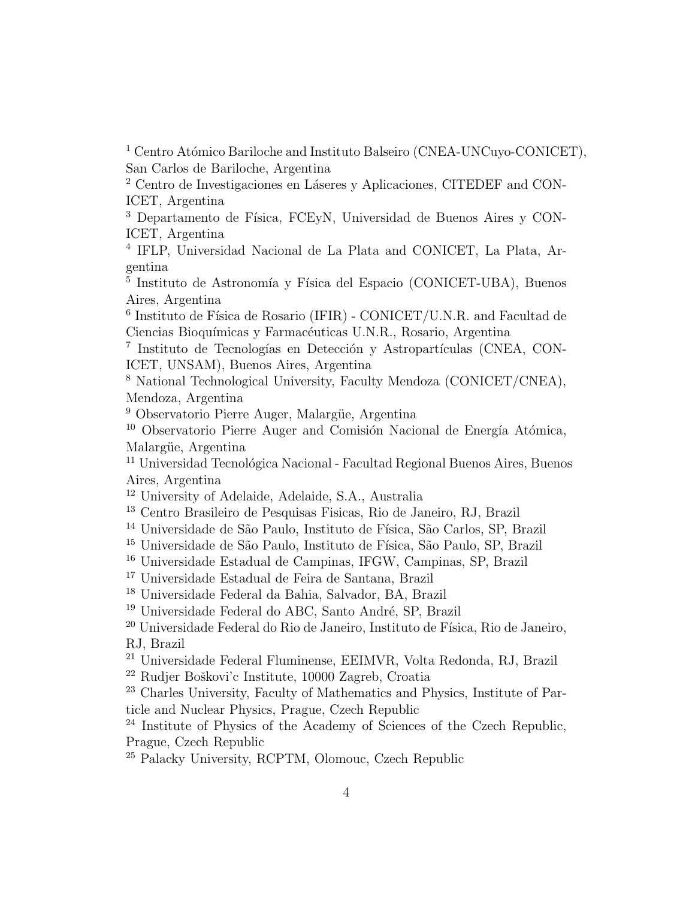[1] Centro Atómico Bariloche and Instituto Balseiro (CNEA-UNCuyo-CONICET), San Carlos de Bariloche, Argentina
[2] Centro de Investigaciones en Láseres y Aplicaciones, CITEDEF and CONICET, Argentina
[3] Departamento de Física, FCEyN, Universidad de Buenos Aires y CONICET, Argentina
[4] IFLP, Universidad Nacional de La Plata and CONICET, La Plata, Argentina
[5] Instituto de Astronomía y Física del Espacio (CONICET-UBA), Buenos Aires, Argentina
[6] Instituto de Física de Rosario (IFIR) - CONICET/U.N.R. and Facultad de Ciencias Bioquímicas y Farmacéuticas U.N.R., Rosario, Argentina
[7] Instituto de Tecnologías en Detección y Astropartículas (CNEA, CONICET, UNSAM), Buenos Aires, Argentina
[8] National Technological University, Faculty Mendoza (CONICET/CNEA), Mendoza, Argentina
[9] Observatorio Pierre Auger, Malargüe, Argentina
[10] Observatorio Pierre Auger and Comisión Nacional de Energía Atómica, Malargüe, Argentina
[11] Universidad Tecnológica Nacional - Facultad Regional Buenos Aires, Buenos Aires, Argentina
[12] University of Adelaide, Adelaide, S.A., Australia
[13] Centro Brasileiro de Pesquisas Fisicas, Rio de Janeiro, RJ, Brazil
[14] Universidade de São Paulo, Instituto de Física, São Carlos, SP, Brazil
[15] Universidade de São Paulo, Instituto de Física, São Paulo, SP, Brazil
[16] Universidade Estadual de Campinas, IFGW, Campinas, SP, Brazil
[17] Universidade Estadual de Feira de Santana, Brazil
[18] Universidade Federal da Bahia, Salvador, BA, Brazil
[19] Universidade Federal do ABC, Santo André, SP, Brazil
[20] Universidade Federal do Rio de Janeiro, Instituto de Física, Rio de Janeiro, RJ, Brazil
[21] Universidade Federal Fluminense, EEIMVR, Volta Redonda, RJ, Brazil
[22] Rudjer Boškovi'c Institute, 10000 Zagreb, Croatia
[23] Charles University, Faculty of Mathematics and Physics, Institute of Particle and Nuclear Physics, Prague, Czech Republic
[24] Institute of Physics of the Academy of Sciences of the Czech Republic, Prague, Czech Republic
[25] Palacky University, RCPTM, Olomouc, Czech Republic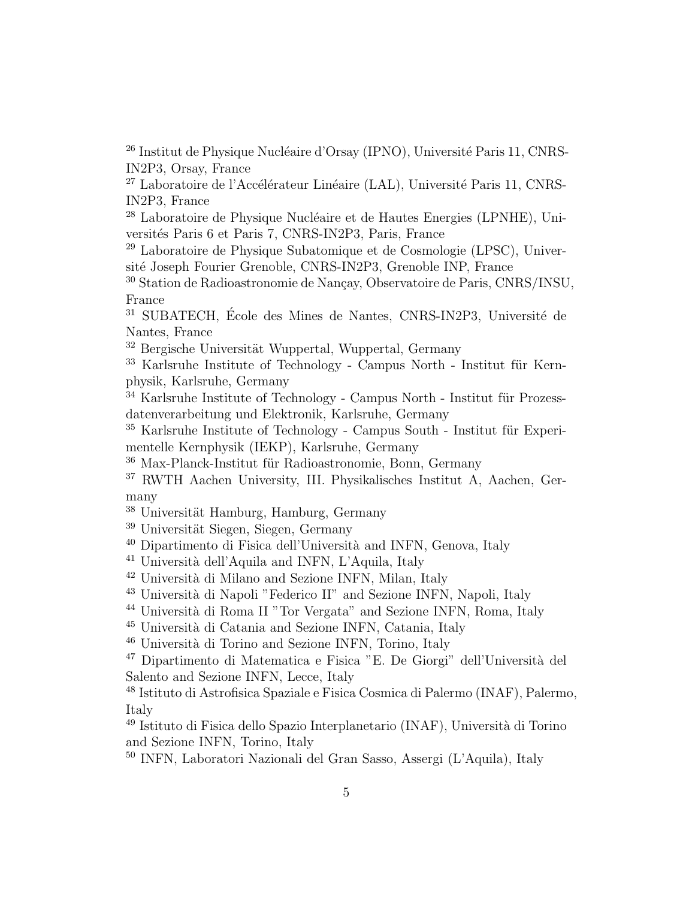[26] Institut de Physique Nucléaire d'Orsay (IPNO), Université Paris 11, CNRS-IN2P3, Orsay, France

[27] Laboratoire de l'Accélérateur Linéaire (LAL), Université Paris 11, CNRS-IN2P3, France

[28] Laboratoire de Physique Nucléaire et de Hautes Energies (LPNHE), Universités Paris 6 et Paris 7, CNRS-IN2P3, Paris, France

[29] Laboratoire de Physique Subatomique et de Cosmologie (LPSC), Université Joseph Fourier Grenoble, CNRS-IN2P3, Grenoble INP, France

[30] Station de Radioastronomie de Nançay, Observatoire de Paris, CNRS/INSU, France

[31] SUBATECH, École des Mines de Nantes, CNRS-IN2P3, Université de Nantes, France

[32] Bergische Universität Wuppertal, Wuppertal, Germany

[33] Karlsruhe Institute of Technology - Campus North - Institut für Kernphysik, Karlsruhe, Germany

[34] Karlsruhe Institute of Technology - Campus North - Institut für Prozessdatenverarbeitung und Elektronik, Karlsruhe, Germany

[35] Karlsruhe Institute of Technology - Campus South - Institut für Experimentelle Kernphysik (IEKP), Karlsruhe, Germany

[36] Max-Planck-Institut für Radioastronomie, Bonn, Germany

[37] RWTH Aachen University, III. Physikalisches Institut A, Aachen, Germany

[38] Universität Hamburg, Hamburg, Germany

[39] Universität Siegen, Siegen, Germany

[40] Dipartimento di Fisica dell'Università and INFN, Genova, Italy

[41] Università dell'Aquila and INFN, L'Aquila, Italy

[42] Università di Milano and Sezione INFN, Milan, Italy

[43] Università di Napoli "Federico II" and Sezione INFN, Napoli, Italy

[44] Università di Roma II "Tor Vergata" and Sezione INFN, Roma, Italy

[45] Università di Catania and Sezione INFN, Catania, Italy

[46] Università di Torino and Sezione INFN, Torino, Italy

[47] Dipartimento di Matematica e Fisica "E. De Giorgi" dell'Università del Salento and Sezione INFN, Lecce, Italy

[48] Istituto di Astrofisica Spaziale e Fisica Cosmica di Palermo (INAF), Palermo, Italy

[49] Istituto di Fisica dello Spazio Interplanetario (INAF), Università di Torino and Sezione INFN, Torino, Italy

[50] INFN, Laboratori Nazionali del Gran Sasso, Assergi (L'Aquila), Italy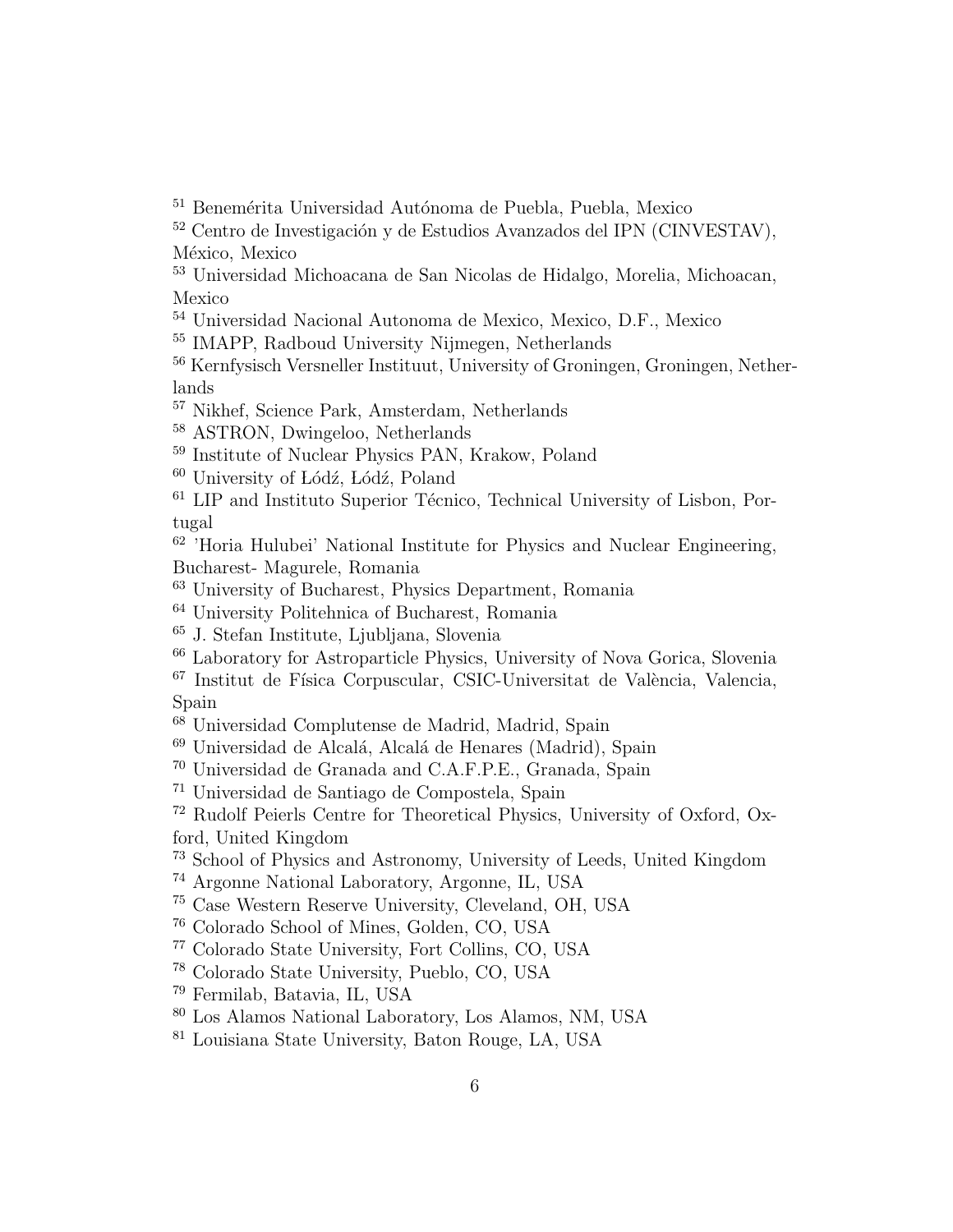[51] Benemérita Universidad Autónoma de Puebla, Puebla, Mexico
[52] Centro de Investigación y de Estudios Avanzados del IPN (CINVESTAV), México, Mexico
[53] Universidad Michoacana de San Nicolas de Hidalgo, Morelia, Michoacan, Mexico
[54] Universidad Nacional Autonoma de Mexico, Mexico, D.F., Mexico
[55] IMAPP, Radboud University Nijmegen, Netherlands
[56] Kernfysisch Versneller Instituut, University of Groningen, Groningen, Netherlands
[57] Nikhef, Science Park, Amsterdam, Netherlands
[58] ASTRON, Dwingeloo, Netherlands
[59] Institute of Nuclear Physics PAN, Krakow, Poland
[60] University of Łódź, Łódź, Poland
[61] LIP and Instituto Superior Técnico, Technical University of Lisbon, Portugal
[62] 'Horia Hulubei' National Institute for Physics and Nuclear Engineering, Bucharest- Magurele, Romania
[63] University of Bucharest, Physics Department, Romania
[64] University Politehnica of Bucharest, Romania
[65] J. Stefan Institute, Ljubljana, Slovenia
[66] Laboratory for Astroparticle Physics, University of Nova Gorica, Slovenia
[67] Institut de Física Corpuscular, CSIC-Universitat de València, Valencia, Spain
[68] Universidad Complutense de Madrid, Madrid, Spain
[69] Universidad de Alcalá, Alcalá de Henares (Madrid), Spain
[70] Universidad de Granada and C.A.F.P.E., Granada, Spain
[71] Universidad de Santiago de Compostela, Spain
[72] Rudolf Peierls Centre for Theoretical Physics, University of Oxford, Oxford, United Kingdom
[73] School of Physics and Astronomy, University of Leeds, United Kingdom
[74] Argonne National Laboratory, Argonne, IL, USA
[75] Case Western Reserve University, Cleveland, OH, USA
[76] Colorado School of Mines, Golden, CO, USA
[77] Colorado State University, Fort Collins, CO, USA
[78] Colorado State University, Pueblo, CO, USA
[79] Fermilab, Batavia, IL, USA
[80] Los Alamos National Laboratory, Los Alamos, NM, USA
[81] Louisiana State University, Baton Rouge, LA, USA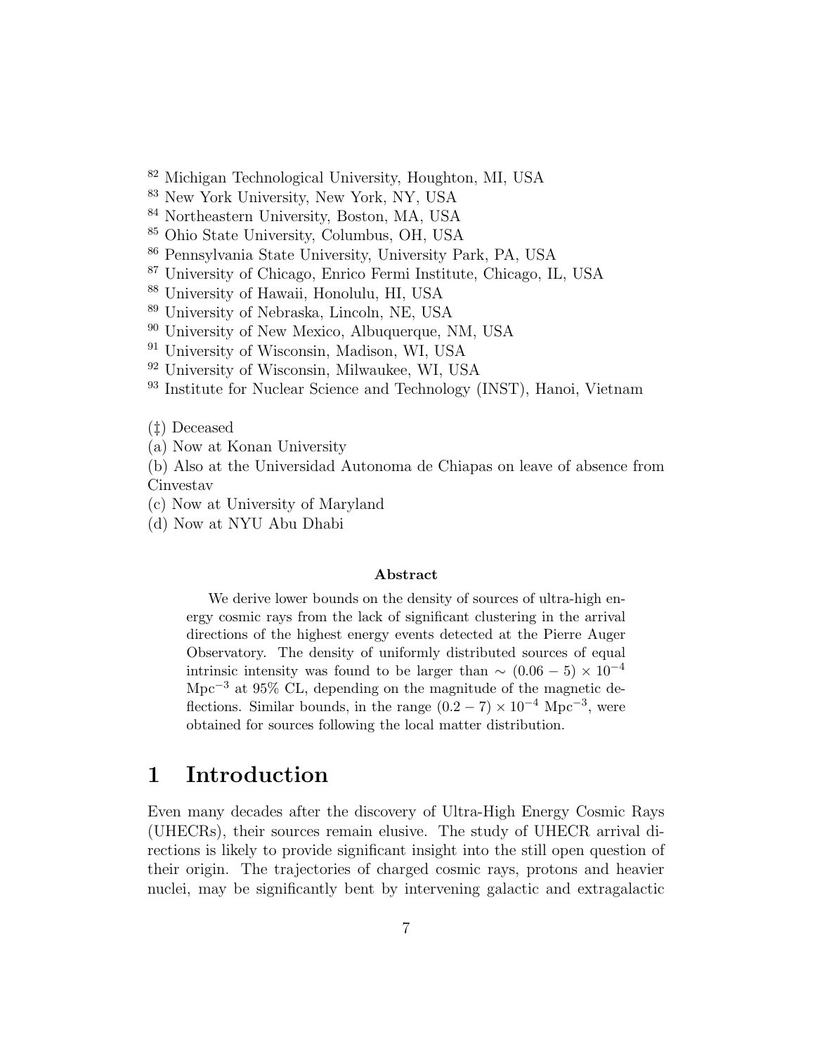[82] Michigan Technological University, Houghton, MI, USA
[83] New York University, New York, NY, USA
[84] Northeastern University, Boston, MA, USA
[85] Ohio State University, Columbus, OH, USA
[86] Pennsylvania State University, University Park, PA, USA
[87] University of Chicago, Enrico Fermi Institute, Chicago, IL, USA
[88] University of Hawaii, Honolulu, HI, USA
[89] University of Nebraska, Lincoln, NE, USA
[90] University of New Mexico, Albuquerque, NM, USA
[91] University of Wisconsin, Madison, WI, USA
[92] University of Wisconsin, Milwaukee, WI, USA
[93] Institute for Nuclear Science and Technology (INST), Hanoi, Vietnam

(‡) Deceased
(a) Now at Konan University
(b) Also at the Universidad Autonoma de Chiapas on leave of absence from Cinvestav
(c) Now at University of Maryland
(d) Now at NYU Abu Dhabi

**Abstract**

We derive lower bounds on the density of sources of ultra-high energy cosmic rays from the lack of significant clustering in the arrival directions of the highest energy events detected at the Pierre Auger Observatory. The density of uniformly distributed sources of equal intrinsic intensity was found to be larger than $\sim (0.06 - 5) \times 10^{-4}$ Mpc$^{-3}$ at 95% CL, depending on the magnitude of the magnetic deflections. Similar bounds, in the range $(0.2 - 7) \times 10^{-4}$ Mpc$^{-3}$, were obtained for sources following the local matter distribution.

# 1 Introduction

Even many decades after the discovery of Ultra-High Energy Cosmic Rays (UHECRs), their sources remain elusive. The study of UHECR arrival directions is likely to provide significant insight into the still open question of their origin. The trajectories of charged cosmic rays, protons and heavier nuclei, may be significantly bent by intervening galactic and extragalactic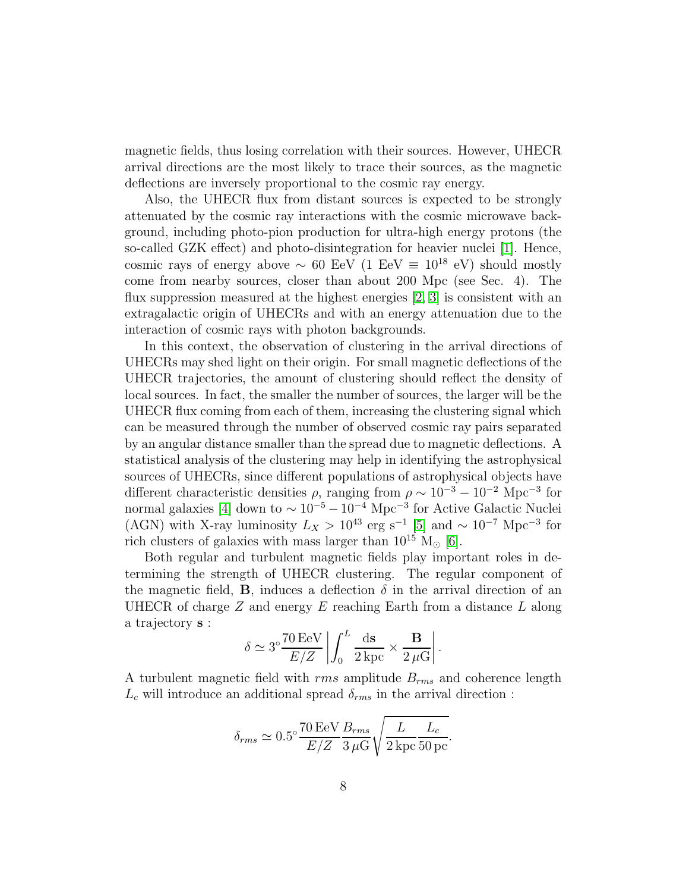magnetic fields, thus losing correlation with their sources. However, UHECR arrival directions are the most likely to trace their sources, as the magnetic deflections are inversely proportional to the cosmic ray energy.

Also, the UHECR flux from distant sources is expected to be strongly attenuated by the cosmic ray interactions with the cosmic microwave background, including photo-pion production for ultra-high energy protons (the so-called GZK effect) and photo-disintegration for heavier nuclei [1]. Hence, cosmic rays of energy above $\sim 60$ EeV (1 EeV $\equiv 10^{18}$ eV) should mostly come from nearby sources, closer than about 200 Mpc (see Sec. 4). The flux suppression measured at the highest energies [2, 3] is consistent with an extragalactic origin of UHECRs and with an energy attenuation due to the interaction of cosmic rays with photon backgrounds.

In this context, the observation of clustering in the arrival directions of UHECRs may shed light on their origin. For small magnetic deflections of the UHECR trajectories, the amount of clustering should reflect the density of local sources. In fact, the smaller the number of sources, the larger will be the UHECR flux coming from each of them, increasing the clustering signal which can be measured through the number of observed cosmic ray pairs separated by an angular distance smaller than the spread due to magnetic deflections. A statistical analysis of the clustering may help in identifying the astrophysical sources of UHECRs, since different populations of astrophysical objects have different characteristic densities $\rho$, ranging from $\rho \sim 10^{-3} - 10^{-2}$ Mpc$^{-3}$ for normal galaxies [4] down to $\sim 10^{-5} - 10^{-4}$ Mpc$^{-3}$ for Active Galactic Nuclei (AGN) with X-ray luminosity $L_X > 10^{43}$ erg s$^{-1}$ [5] and $\sim 10^{-7}$ Mpc$^{-3}$ for rich clusters of galaxies with mass larger than $10^{15}$ M$_\odot$ [6].

Both regular and turbulent magnetic fields play important roles in determining the strength of UHECR clustering. The regular component of the magnetic field, $\mathbf{B}$, induces a deflection $\delta$ in the arrival direction of an UHECR of charge $Z$ and energy $E$ reaching Earth from a distance $L$ along a trajectory $\mathbf{s}$ :

$$\delta \simeq 3^\circ \frac{70\,\mathrm{EeV}}{E/Z} \left| \int_0^L \frac{\mathrm{d}\mathbf{s}}{2\,\mathrm{kpc}} \times \frac{\mathbf{B}}{2\,\mu\mathrm{G}} \right|.$$

A turbulent magnetic field with *rms* amplitude $B_{rms}$ and coherence length $L_c$ will introduce an additional spread $\delta_{rms}$ in the arrival direction :

$$\delta_{rms} \simeq 0.5^\circ \frac{70\,\mathrm{EeV}}{E/Z} \frac{B_{rms}}{3\,\mu\mathrm{G}} \sqrt{\frac{L}{2\,\mathrm{kpc}} \frac{L_c}{50\,\mathrm{pc}}}.$$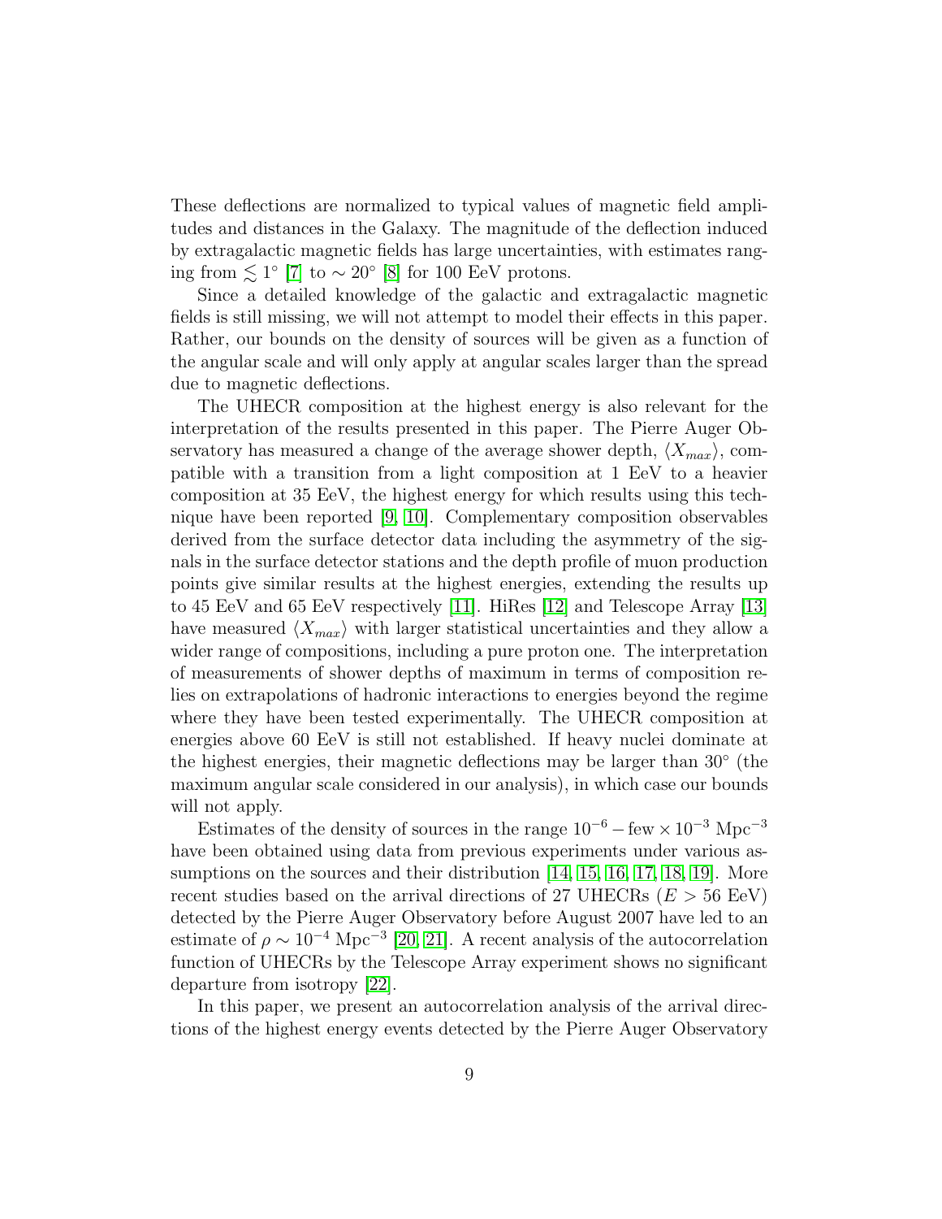These deflections are normalized to typical values of magnetic field amplitudes and distances in the Galaxy. The magnitude of the deflection induced by extragalactic magnetic fields has large uncertainties, with estimates ranging from $\lesssim 1^\circ$ [7] to $\sim 20^\circ$ [8] for 100 EeV protons.

Since a detailed knowledge of the galactic and extragalactic magnetic fields is still missing, we will not attempt to model their effects in this paper. Rather, our bounds on the density of sources will be given as a function of the angular scale and will only apply at angular scales larger than the spread due to magnetic deflections.

The UHECR composition at the highest energy is also relevant for the interpretation of the results presented in this paper. The Pierre Auger Observatory has measured a change of the average shower depth, $\langle X_{max} \rangle$, compatible with a transition from a light composition at 1 EeV to a heavier composition at 35 EeV, the highest energy for which results using this technique have been reported [9, 10]. Complementary composition observables derived from the surface detector data including the asymmetry of the signals in the surface detector stations and the depth profile of muon production points give similar results at the highest energies, extending the results up to 45 EeV and 65 EeV respectively [11]. HiRes [12] and Telescope Array [13] have measured $\langle X_{max} \rangle$ with larger statistical uncertainties and they allow a wider range of compositions, including a pure proton one. The interpretation of measurements of shower depths of maximum in terms of composition relies on extrapolations of hadronic interactions to energies beyond the regime where they have been tested experimentally. The UHECR composition at energies above 60 EeV is still not established. If heavy nuclei dominate at the highest energies, their magnetic deflections may be larger than $30^\circ$ (the maximum angular scale considered in our analysis), in which case our bounds will not apply.

Estimates of the density of sources in the range $10^{-6} - \text{few} \times 10^{-3}$ Mpc$^{-3}$ have been obtained using data from previous experiments under various assumptions on the sources and their distribution [14, 15, 16, 17, 18, 19]. More recent studies based on the arrival directions of 27 UHECRs ($E > 56$ EeV) detected by the Pierre Auger Observatory before August 2007 have led to an estimate of $\rho \sim 10^{-4}$ Mpc$^{-3}$ [20, 21]. A recent analysis of the autocorrelation function of UHECRs by the Telescope Array experiment shows no significant departure from isotropy [22].

In this paper, we present an autocorrelation analysis of the arrival directions of the highest energy events detected by the Pierre Auger Observatory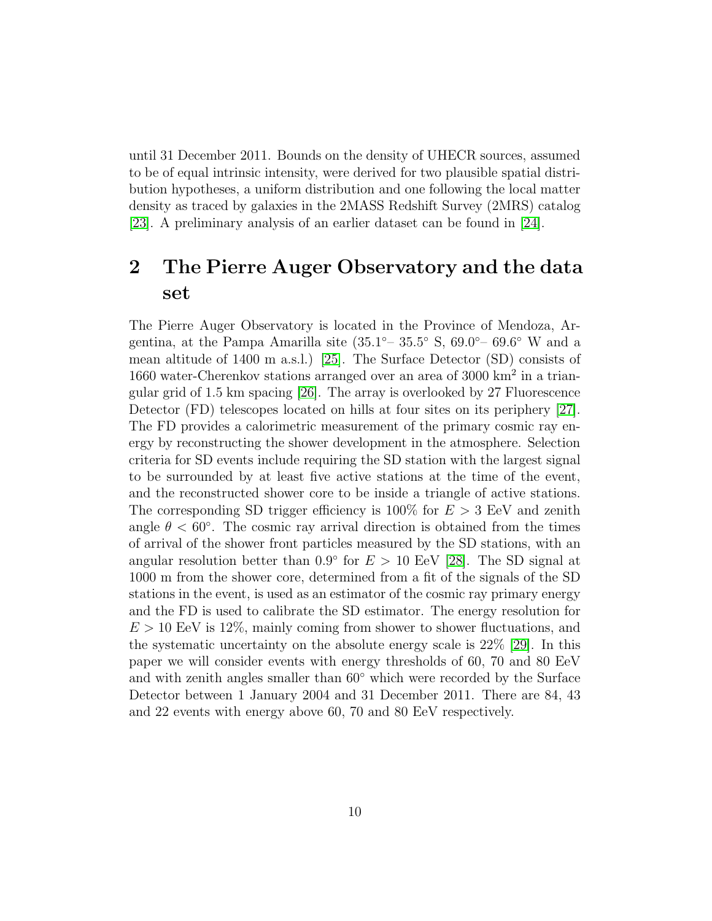until 31 December 2011. Bounds on the density of UHECR sources, assumed to be of equal intrinsic intensity, were derived for two plausible spatial distribution hypotheses, a uniform distribution and one following the local matter density as traced by galaxies in the 2MASS Redshift Survey (2MRS) catalog [23]. A preliminary analysis of an earlier dataset can be found in [24].

## 2 The Pierre Auger Observatory and the data set

The Pierre Auger Observatory is located in the Province of Mendoza, Argentina, at the Pampa Amarilla site (35.1°– 35.5° S, 69.0°– 69.6° W and a mean altitude of 1400 m a.s.l.) [25]. The Surface Detector (SD) consists of 1660 water-Cherenkov stations arranged over an area of 3000 km$^2$ in a triangular grid of 1.5 km spacing [26]. The array is overlooked by 27 Fluorescence Detector (FD) telescopes located on hills at four sites on its periphery [27]. The FD provides a calorimetric measurement of the primary cosmic ray energy by reconstructing the shower development in the atmosphere. Selection criteria for SD events include requiring the SD station with the largest signal to be surrounded by at least five active stations at the time of the event, and the reconstructed shower core to be inside a triangle of active stations. The corresponding SD trigger efficiency is 100% for $E > 3$ EeV and zenith angle $\theta < 60°$. The cosmic ray arrival direction is obtained from the times of arrival of the shower front particles measured by the SD stations, with an angular resolution better than 0.9° for $E > 10$ EeV [28]. The SD signal at 1000 m from the shower core, determined from a fit of the signals of the SD stations in the event, is used as an estimator of the cosmic ray primary energy and the FD is used to calibrate the SD estimator. The energy resolution for $E > 10$ EeV is 12%, mainly coming from shower to shower fluctuations, and the systematic uncertainty on the absolute energy scale is 22% [29]. In this paper we will consider events with energy thresholds of 60, 70 and 80 EeV and with zenith angles smaller than 60° which were recorded by the Surface Detector between 1 January 2004 and 31 December 2011. There are 84, 43 and 22 events with energy above 60, 70 and 80 EeV respectively.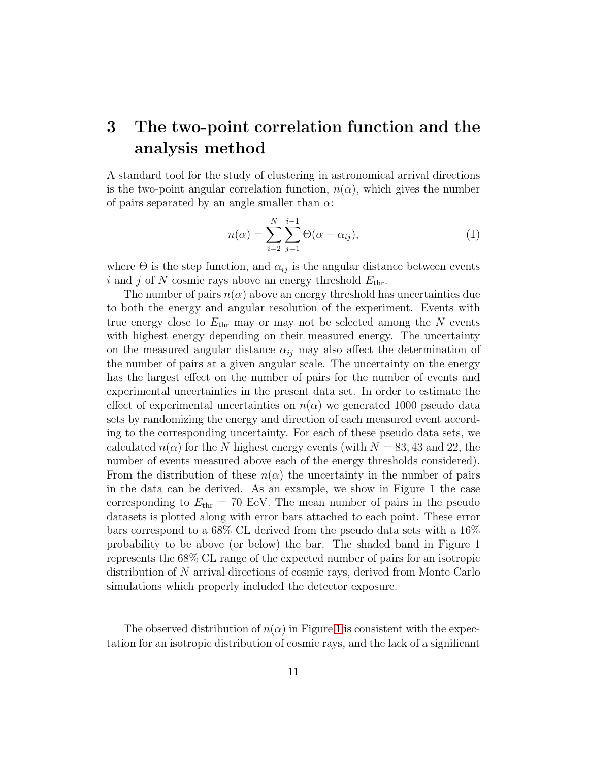# 3 The two-point correlation function and the analysis method

A standard tool for the study of clustering in astronomical arrival directions is the two-point angular correlation function, $n(\alpha)$, which gives the number of pairs separated by an angle smaller than $\alpha$:

$$n(\alpha) = \sum_{i=2}^{N} \sum_{j=1}^{i-1} \Theta(\alpha - \alpha_{ij}), \tag{1}$$

where $\Theta$ is the step function, and $\alpha_{ij}$ is the angular distance between events $i$ and $j$ of $N$ cosmic rays above an energy threshold $E_{\rm thr}$.

The number of pairs $n(\alpha)$ above an energy threshold has uncertainties due to both the energy and angular resolution of the experiment. Events with true energy close to $E_{\rm thr}$ may or may not be selected among the $N$ events with highest energy depending on their measured energy. The uncertainty on the measured angular distance $\alpha_{ij}$ may also affect the determination of the number of pairs at a given angular scale. The uncertainty on the energy has the largest effect on the number of pairs for the number of events and experimental uncertainties in the present data set. In order to estimate the effect of experimental uncertainties on $n(\alpha)$ we generated 1000 pseudo data sets by randomizing the energy and direction of each measured event according to the corresponding uncertainty. For each of these pseudo data sets, we calculated $n(\alpha)$ for the $N$ highest energy events (with $N = 83, 43$ and 22, the number of events measured above each of the energy thresholds considered). From the distribution of these $n(\alpha)$ the uncertainty in the number of pairs in the data can be derived. As an example, we show in Figure 1 the case corresponding to $E_{\rm thr} = 70$ EeV. The mean number of pairs in the pseudo datasets is plotted along with error bars attached to each point. These error bars correspond to a 68% CL derived from the pseudo data sets with a 16% probability to be above (or below) the bar. The shaded band in Figure 1 represents the 68% CL range of the expected number of pairs for an isotropic distribution of $N$ arrival directions of cosmic rays, derived from Monte Carlo simulations which properly included the detector exposure.

The observed distribution of $n(\alpha)$ in Figure 1 is consistent with the expectation for an isotropic distribution of cosmic rays, and the lack of a significant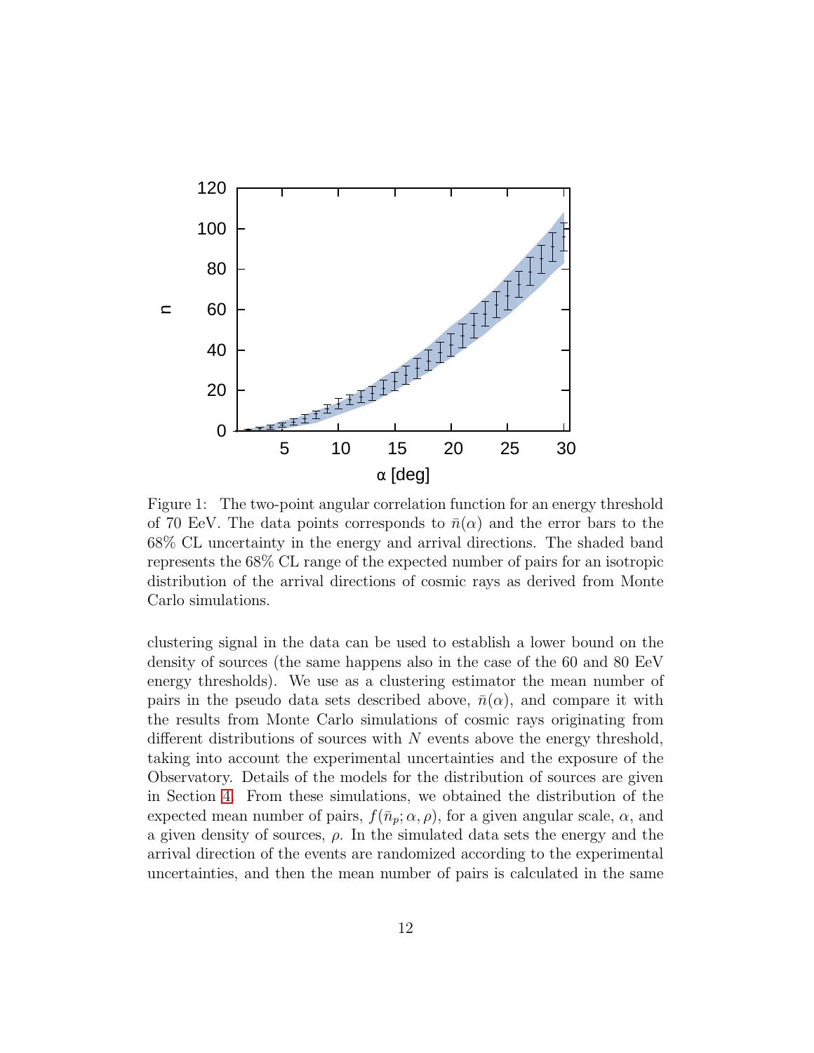Figure 1: The two-point angular correlation function for an energy threshold of 70 EeV. The data points corresponds to $\bar{n}(\alpha)$ and the error bars to the 68% CL uncertainty in the energy and arrival directions. The shaded band represents the 68% CL range of the expected number of pairs for an isotropic distribution of the arrival directions of cosmic rays as derived from Monte Carlo simulations.

clustering signal in the data can be used to establish a lower bound on the density of sources (the same happens also in the case of the 60 and 80 EeV energy thresholds). We use as a clustering estimator the mean number of pairs in the pseudo data sets described above, $\bar{n}(\alpha)$, and compare it with the results from Monte Carlo simulations of cosmic rays originating from different distributions of sources with $N$ events above the energy threshold, taking into account the experimental uncertainties and the exposure of the Observatory. Details of the models for the distribution of sources are given in Section 4. From these simulations, we obtained the distribution of the expected mean number of pairs, $f(\bar{n}_p; \alpha, \rho)$, for a given angular scale, $\alpha$, and a given density of sources, $\rho$. In the simulated data sets the energy and the arrival direction of the events are randomized according to the experimental uncertainties, and then the mean number of pairs is calculated in the same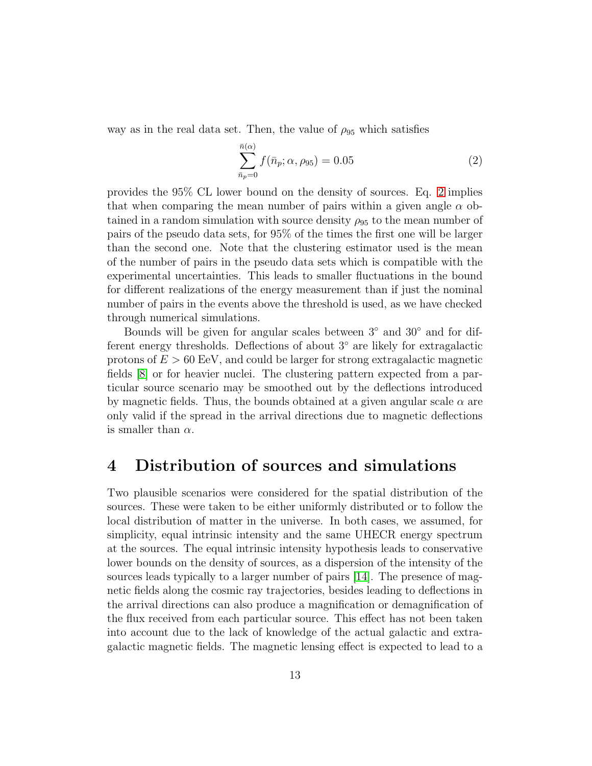way as in the real data set. Then, the value of $\rho_{95}$ which satisfies

$$\sum_{\bar{n}_p=0}^{\bar{n}(\alpha)} f(\bar{n}_p; \alpha, \rho_{95}) = 0.05 \tag{2}$$

provides the 95% CL lower bound on the density of sources. Eq. 2 implies that when comparing the mean number of pairs within a given angle $\alpha$ obtained in a random simulation with source density $\rho_{95}$ to the mean number of pairs of the pseudo data sets, for 95% of the times the first one will be larger than the second one. Note that the clustering estimator used is the mean of the number of pairs in the pseudo data sets which is compatible with the experimental uncertainties. This leads to smaller fluctuations in the bound for different realizations of the energy measurement than if just the nominal number of pairs in the events above the threshold is used, as we have checked through numerical simulations.

Bounds will be given for angular scales between $3^\circ$ and $30^\circ$ and for different energy thresholds. Deflections of about $3^\circ$ are likely for extragalactic protons of $E > 60$ EeV, and could be larger for strong extragalactic magnetic fields [8] or for heavier nuclei. The clustering pattern expected from a particular source scenario may be smoothed out by the deflections introduced by magnetic fields. Thus, the bounds obtained at a given angular scale $\alpha$ are only valid if the spread in the arrival directions due to magnetic deflections is smaller than $\alpha$.

# 4 Distribution of sources and simulations

Two plausible scenarios were considered for the spatial distribution of the sources. These were taken to be either uniformly distributed or to follow the local distribution of matter in the universe. In both cases, we assumed, for simplicity, equal intrinsic intensity and the same UHECR energy spectrum at the sources. The equal intrinsic intensity hypothesis leads to conservative lower bounds on the density of sources, as a dispersion of the intensity of the sources leads typically to a larger number of pairs [14]. The presence of magnetic fields along the cosmic ray trajectories, besides leading to deflections in the arrival directions can also produce a magnification or demagnification of the flux received from each particular source. This effect has not been taken into account due to the lack of knowledge of the actual galactic and extragalactic magnetic fields. The magnetic lensing effect is expected to lead to a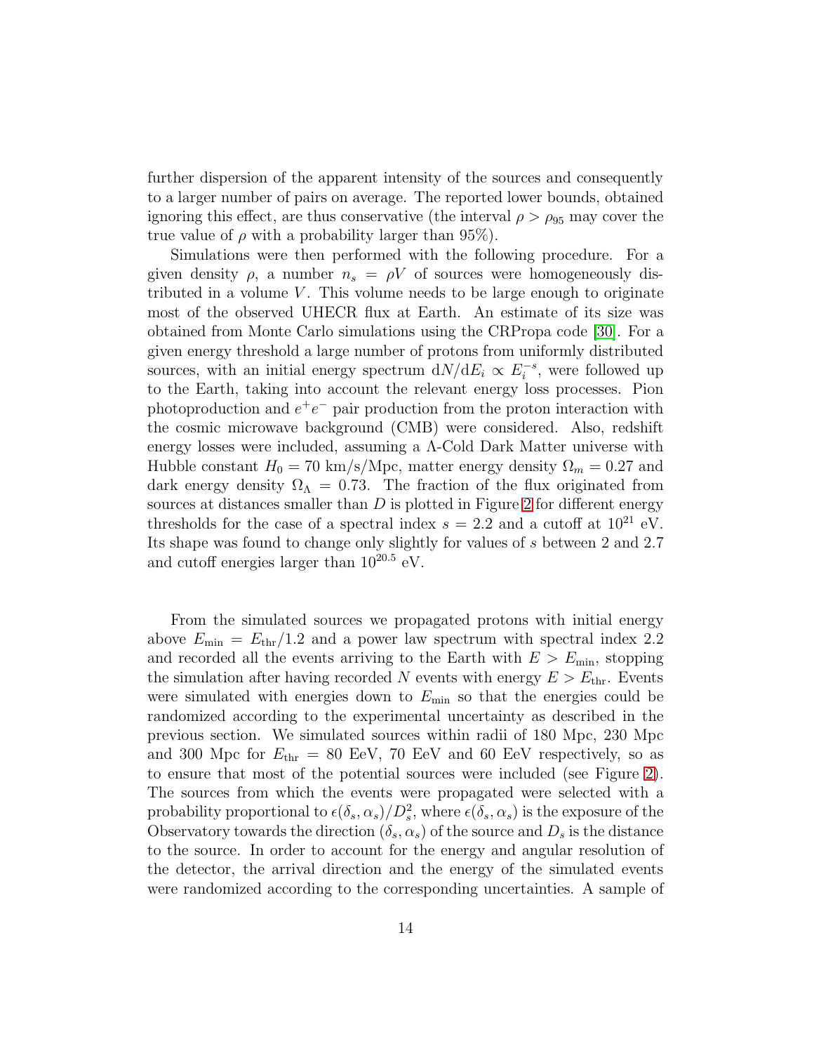further dispersion of the apparent intensity of the sources and consequently to a larger number of pairs on average. The reported lower bounds, obtained ignoring this effect, are thus conservative (the interval $\rho > \rho_{95}$ may cover the true value of $\rho$ with a probability larger than 95%).

Simulations were then performed with the following procedure. For a given density $\rho$, a number $n_s = \rho V$ of sources were homogeneously distributed in a volume $V$. This volume needs to be large enough to originate most of the observed UHECR flux at Earth. An estimate of its size was obtained from Monte Carlo simulations using the CRPropa code [30]. For a given energy threshold a large number of protons from uniformly distributed sources, with an initial energy spectrum $\mathrm{d}N/\mathrm{d}E_i \propto E_i^{-s}$, were followed up to the Earth, taking into account the relevant energy loss processes. Pion photoproduction and $e^+e^-$ pair production from the proton interaction with the cosmic microwave background (CMB) were considered. Also, redshift energy losses were included, assuming a $\Lambda$-Cold Dark Matter universe with Hubble constant $H_0 = 70$ km/s/Mpc, matter energy density $\Omega_m = 0.27$ and dark energy density $\Omega_\Lambda = 0.73$. The fraction of the flux originated from sources at distances smaller than $D$ is plotted in Figure 2 for different energy thresholds for the case of a spectral index $s = 2.2$ and a cutoff at $10^{21}$ eV. Its shape was found to change only slightly for values of $s$ between 2 and 2.7 and cutoff energies larger than $10^{20.5}$ eV.

From the simulated sources we propagated protons with initial energy above $E_{\rm min} = E_{\rm thr}/1.2$ and a power law spectrum with spectral index 2.2 and recorded all the events arriving to the Earth with $E > E_{\rm min}$, stopping the simulation after having recorded $N$ events with energy $E > E_{\rm thr}$. Events were simulated with energies down to $E_{\rm min}$ so that the energies could be randomized according to the experimental uncertainty as described in the previous section. We simulated sources within radii of 180 Mpc, 230 Mpc and 300 Mpc for $E_{\rm thr} = 80$ EeV, 70 EeV and 60 EeV respectively, so as to ensure that most of the potential sources were included (see Figure 2). The sources from which the events were propagated were selected with a probability proportional to $\epsilon(\delta_s, \alpha_s)/D_s^2$, where $\epsilon(\delta_s, \alpha_s)$ is the exposure of the Observatory towards the direction $(\delta_s, \alpha_s)$ of the source and $D_s$ is the distance to the source. In order to account for the energy and angular resolution of the detector, the arrival direction and the energy of the simulated events were randomized according to the corresponding uncertainties. A sample of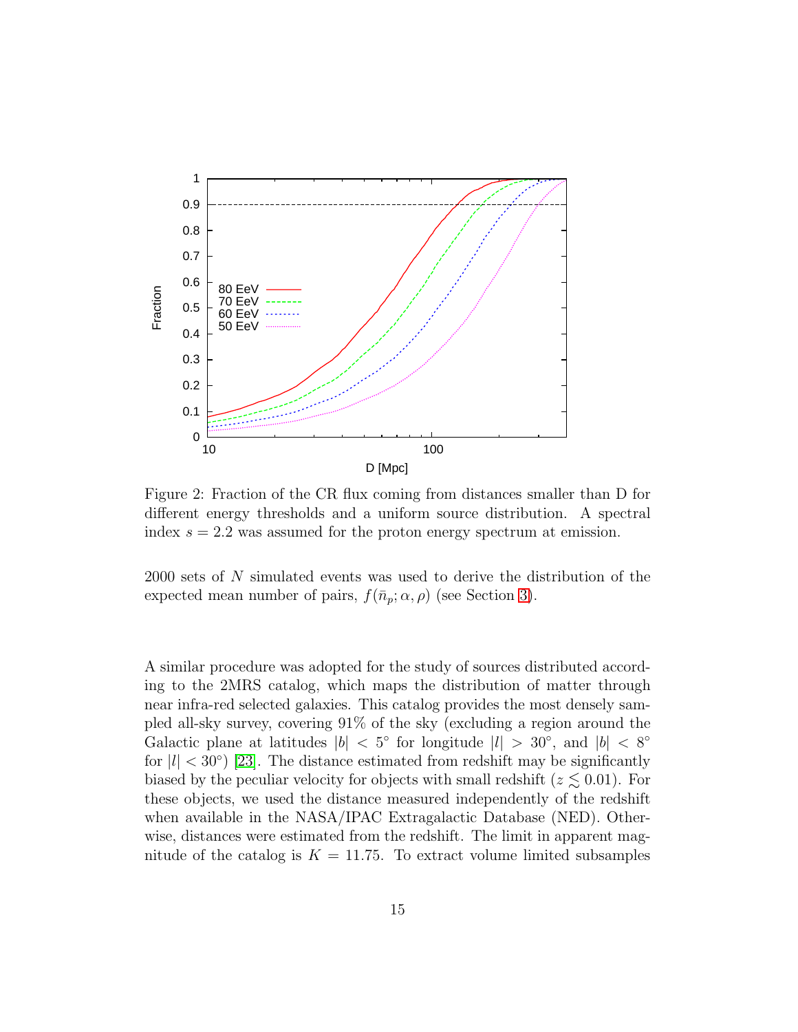Figure 2: Fraction of the CR flux coming from distances smaller than D for different energy thresholds and a uniform source distribution. A spectral index $s = 2.2$ was assumed for the proton energy spectrum at emission.

2000 sets of $N$ simulated events was used to derive the distribution of the expected mean number of pairs, $f(\bar{n}_p; \alpha, \rho)$ (see Section 3).

A similar procedure was adopted for the study of sources distributed according to the 2MRS catalog, which maps the distribution of matter through near infra-red selected galaxies. This catalog provides the most densely sampled all-sky survey, covering 91% of the sky (excluding a region around the Galactic plane at latitudes $|b| < 5°$ for longitude $|l| > 30°$, and $|b| < 8°$ for $|l| < 30°$) [23]. The distance estimated from redshift may be significantly biased by the peculiar velocity for objects with small redshift ($z \lesssim 0.01$). For these objects, we used the distance measured independently of the redshift when available in the NASA/IPAC Extragalactic Database (NED). Otherwise, distances were estimated from the redshift. The limit in apparent magnitude of the catalog is $K = 11.75$. To extract volume limited subsamples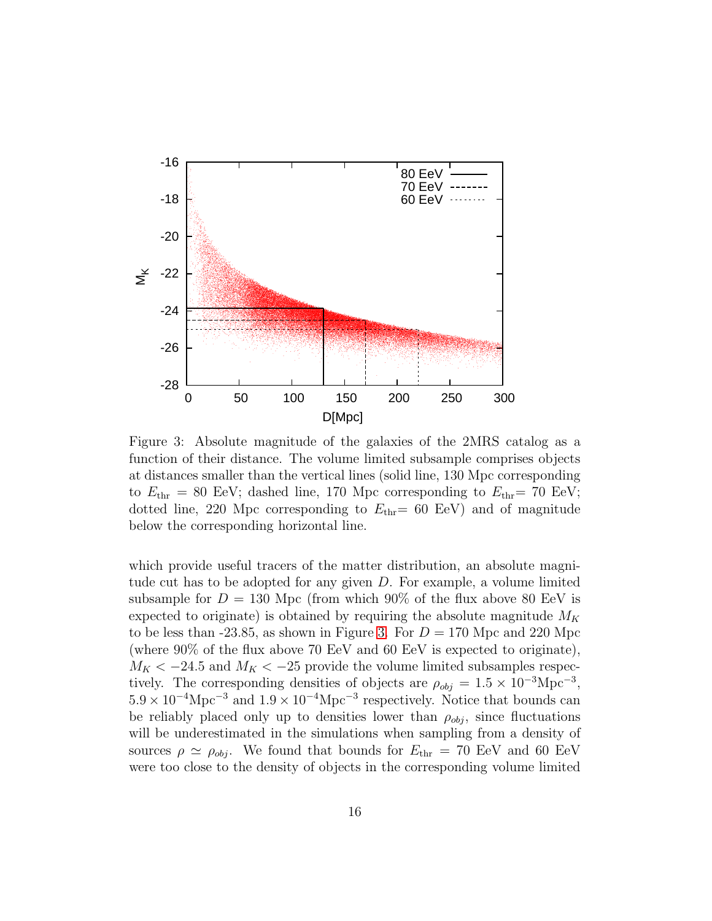Figure 3: Absolute magnitude of the galaxies of the 2MRS catalog as a function of their distance. The volume limited subsample comprises objects at distances smaller than the vertical lines (solid line, 130 Mpc corresponding to $E_{\rm thr} = 80$ EeV; dashed line, 170 Mpc corresponding to $E_{\rm thr} = 70$ EeV; dotted line, 220 Mpc corresponding to $E_{\rm thr} = 60$ EeV) and of magnitude below the corresponding horizontal line.

which provide useful tracers of the matter distribution, an absolute magnitude cut has to be adopted for any given $D$. For example, a volume limited subsample for $D = 130$ Mpc (from which 90% of the flux above 80 EeV is expected to originate) is obtained by requiring the absolute magnitude $M_K$ to be less than -23.85, as shown in Figure 3. For $D = 170$ Mpc and 220 Mpc (where 90% of the flux above 70 EeV and 60 EeV is expected to originate), $M_K < -24.5$ and $M_K < -25$ provide the volume limited subsamples respectively. The corresponding densities of objects are $\rho_{obj} = 1.5 \times 10^{-3}{\rm Mpc}^{-3}$, $5.9 \times 10^{-4}{\rm Mpc}^{-3}$ and $1.9 \times 10^{-4}{\rm Mpc}^{-3}$ respectively. Notice that bounds can be reliably placed only up to densities lower than $\rho_{obj}$, since fluctuations will be underestimated in the simulations when sampling from a density of sources $\rho \simeq \rho_{obj}$. We found that bounds for $E_{\rm thr} = 70$ EeV and 60 EeV were too close to the density of objects in the corresponding volume limited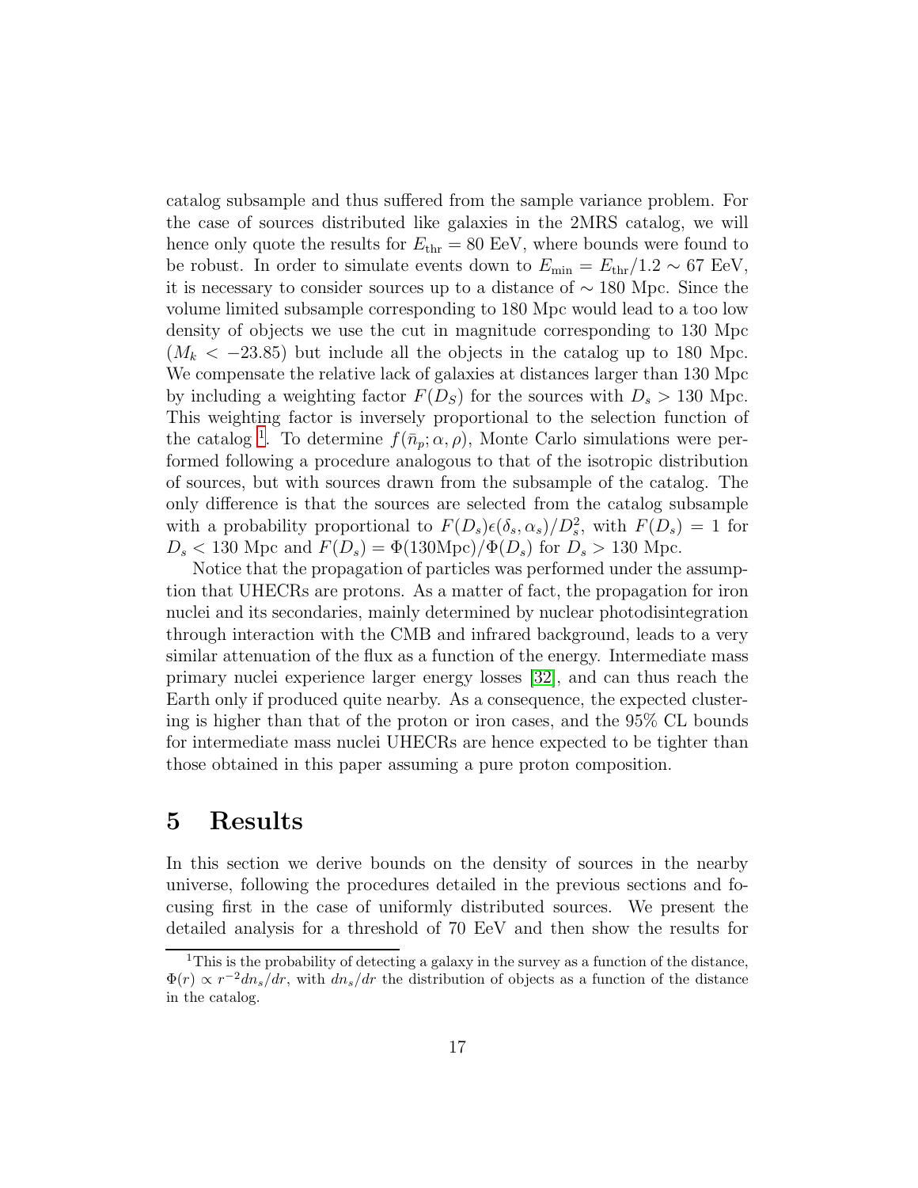catalog subsample and thus suffered from the sample variance problem. For the case of sources distributed like galaxies in the 2MRS catalog, we will hence only quote the results for $E_{\rm thr} = 80$ EeV, where bounds were found to be robust. In order to simulate events down to $E_{\rm min} = E_{\rm thr}/1.2 \sim 67$ EeV, it is necessary to consider sources up to a distance of $\sim 180$ Mpc. Since the volume limited subsample corresponding to 180 Mpc would lead to a too low density of objects we use the cut in magnitude corresponding to 130 Mpc ($M_k < -23.85$) but include all the objects in the catalog up to 180 Mpc. We compensate the relative lack of galaxies at distances larger than 130 Mpc by including a weighting factor $F(D_S)$ for the sources with $D_s > 130$ Mpc. This weighting factor is inversely proportional to the selection function of the catalog [1]. To determine $f(\bar{n}_p; \alpha, \rho)$, Monte Carlo simulations were performed following a procedure analogous to that of the isotropic distribution of sources, but with sources drawn from the subsample of the catalog. The only difference is that the sources are selected from the catalog subsample with a probability proportional to $F(D_s)\epsilon(\delta_s, \alpha_s)/D_s^2$, with $F(D_s) = 1$ for $D_s < 130$ Mpc and $F(D_s) = \Phi(130\text{Mpc})/\Phi(D_s)$ for $D_s > 130$ Mpc.

Notice that the propagation of particles was performed under the assumption that UHECRs are protons. As a matter of fact, the propagation for iron nuclei and its secondaries, mainly determined by nuclear photodisintegration through interaction with the CMB and infrared background, leads to a very similar attenuation of the flux as a function of the energy. Intermediate mass primary nuclei experience larger energy losses [32], and can thus reach the Earth only if produced quite nearby. As a consequence, the expected clustering is higher than that of the proton or iron cases, and the 95% CL bounds for intermediate mass nuclei UHECRs are hence expected to be tighter than those obtained in this paper assuming a pure proton composition.

# 5 Results

In this section we derive bounds on the density of sources in the nearby universe, following the procedures detailed in the previous sections and focusing first in the case of uniformly distributed sources. We present the detailed analysis for a threshold of 70 EeV and then show the results for

[1] This is the probability of detecting a galaxy in the survey as a function of the distance, $\Phi(r) \propto r^{-2} dn_s/dr$, with $dn_s/dr$ the distribution of objects as a function of the distance in the catalog.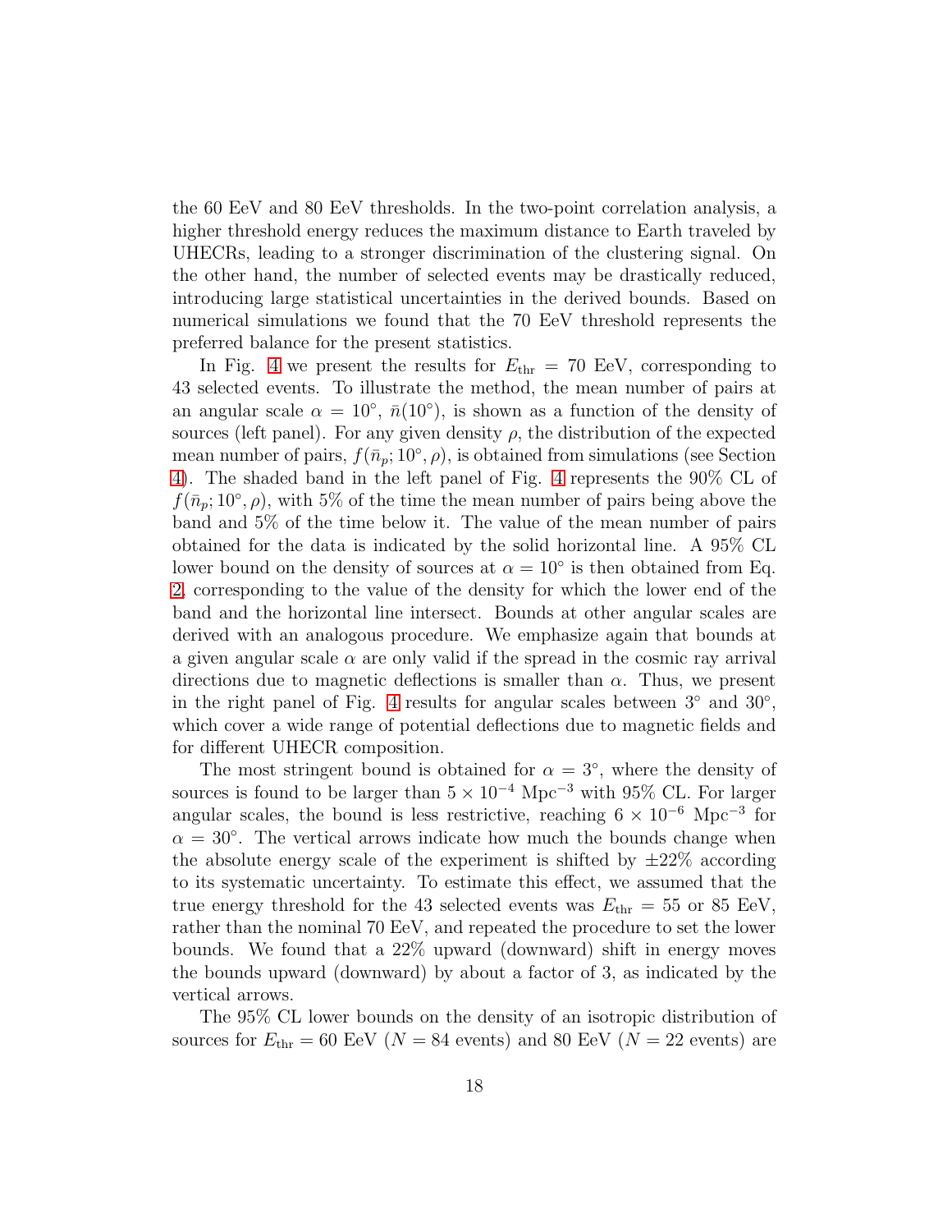the 60 EeV and 80 EeV thresholds. In the two-point correlation analysis, a higher threshold energy reduces the maximum distance to Earth traveled by UHECRs, leading to a stronger discrimination of the clustering signal. On the other hand, the number of selected events may be drastically reduced, introducing large statistical uncertainties in the derived bounds. Based on numerical simulations we found that the 70 EeV threshold represents the preferred balance for the present statistics.

In Fig. 4 we present the results for $E_{\rm thr} = 70$ EeV, corresponding to 43 selected events. To illustrate the method, the mean number of pairs at an angular scale $\alpha = 10°$, $\bar{n}(10°)$, is shown as a function of the density of sources (left panel). For any given density $\rho$, the distribution of the expected mean number of pairs, $f(\bar{n}_p; 10°, \rho)$, is obtained from simulations (see Section 4). The shaded band in the left panel of Fig. 4 represents the 90% CL of $f(\bar{n}_p; 10°, \rho)$, with 5% of the time the mean number of pairs being above the band and 5% of the time below it. The value of the mean number of pairs obtained for the data is indicated by the solid horizontal line. A 95% CL lower bound on the density of sources at $\alpha = 10°$ is then obtained from Eq. 2, corresponding to the value of the density for which the lower end of the band and the horizontal line intersect. Bounds at other angular scales are derived with an analogous procedure. We emphasize again that bounds at a given angular scale $\alpha$ are only valid if the spread in the cosmic ray arrival directions due to magnetic deflections is smaller than $\alpha$. Thus, we present in the right panel of Fig. 4 results for angular scales between 3° and 30°, which cover a wide range of potential deflections due to magnetic fields and for different UHECR composition.

The most stringent bound is obtained for $\alpha = 3°$, where the density of sources is found to be larger than $5 \times 10^{-4}$ Mpc$^{-3}$ with 95% CL. For larger angular scales, the bound is less restrictive, reaching $6 \times 10^{-6}$ Mpc$^{-3}$ for $\alpha = 30°$. The vertical arrows indicate how much the bounds change when the absolute energy scale of the experiment is shifted by $\pm 22\%$ according to its systematic uncertainty. To estimate this effect, we assumed that the true energy threshold for the 43 selected events was $E_{\rm thr} = 55$ or 85 EeV, rather than the nominal 70 EeV, and repeated the procedure to set the lower bounds. We found that a 22% upward (downward) shift in energy moves the bounds upward (downward) by about a factor of 3, as indicated by the vertical arrows.

The 95% CL lower bounds on the density of an isotropic distribution of sources for $E_{\rm thr} = 60$ EeV ($N = 84$ events) and 80 EeV ($N = 22$ events) are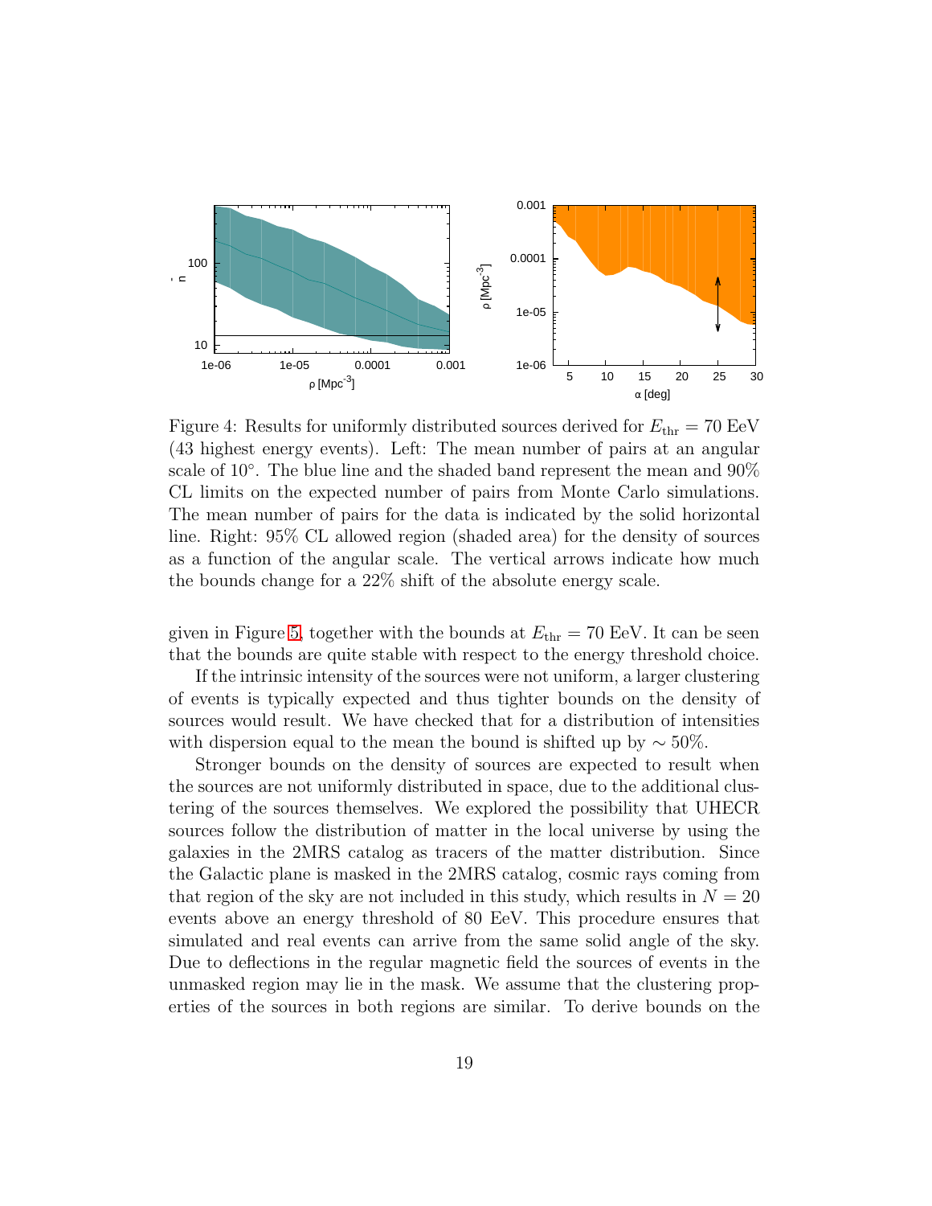Figure 4: Results for uniformly distributed sources derived for $E_{\rm thr} = 70$ EeV (43 highest energy events). Left: The mean number of pairs at an angular scale of 10°. The blue line and the shaded band represent the mean and 90% CL limits on the expected number of pairs from Monte Carlo simulations. The mean number of pairs for the data is indicated by the solid horizontal line. Right: 95% CL allowed region (shaded area) for the density of sources as a function of the angular scale. The vertical arrows indicate how much the bounds change for a 22% shift of the absolute energy scale.

given in Figure 5, together with the bounds at $E_{\rm thr} = 70$ EeV. It can be seen that the bounds are quite stable with respect to the energy threshold choice.

If the intrinsic intensity of the sources were not uniform, a larger clustering of events is typically expected and thus tighter bounds on the density of sources would result. We have checked that for a distribution of intensities with dispersion equal to the mean the bound is shifted up by $\sim 50\%$.

Stronger bounds on the density of sources are expected to result when the sources are not uniformly distributed in space, due to the additional clustering of the sources themselves. We explored the possibility that UHECR sources follow the distribution of matter in the local universe by using the galaxies in the 2MRS catalog as tracers of the matter distribution. Since the Galactic plane is masked in the 2MRS catalog, cosmic rays coming from that region of the sky are not included in this study, which results in $N = 20$ events above an energy threshold of 80 EeV. This procedure ensures that simulated and real events can arrive from the same solid angle of the sky. Due to deflections in the regular magnetic field the sources of events in the unmasked region may lie in the mask. We assume that the clustering properties of the sources in both regions are similar. To derive bounds on the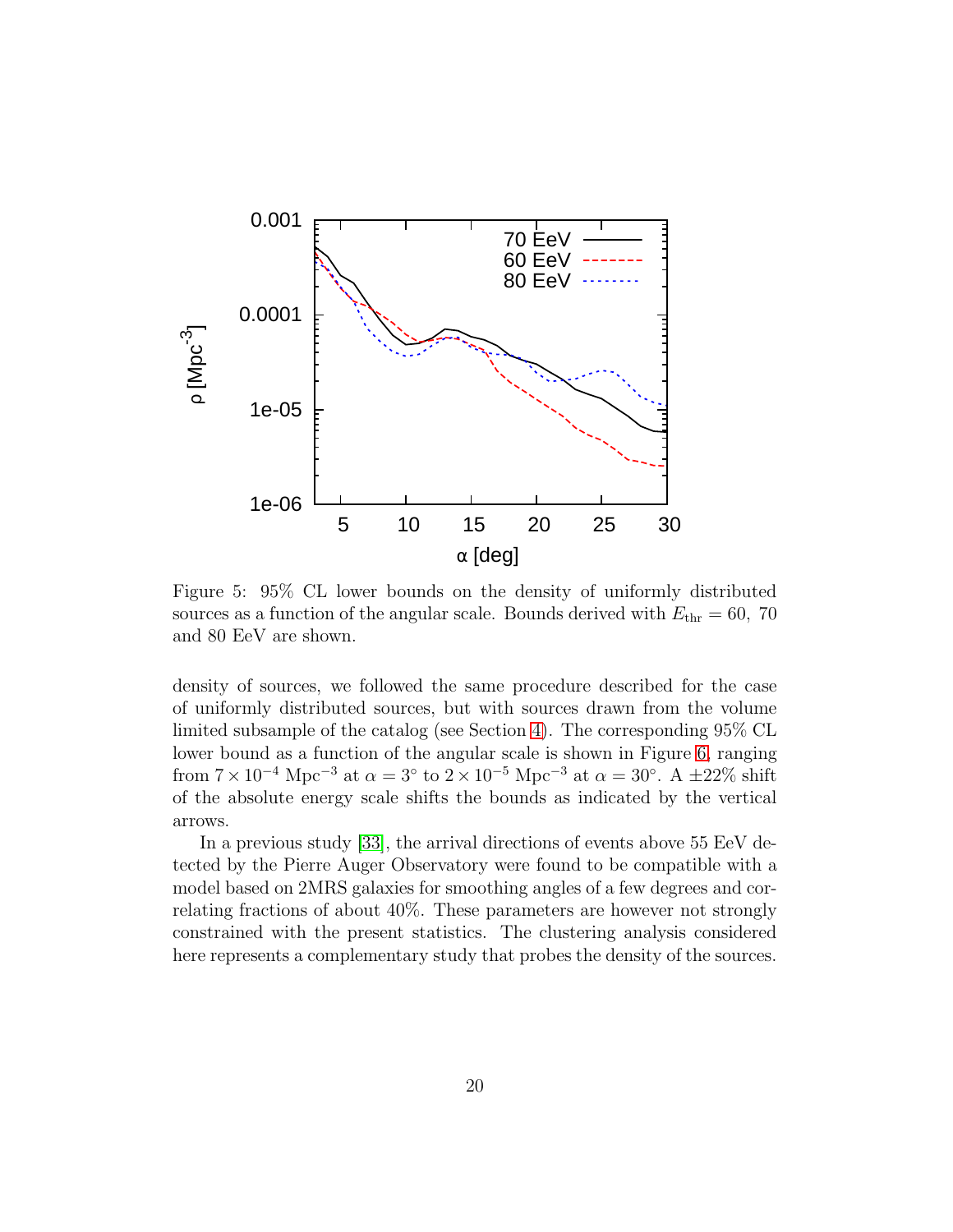Figure 5: 95% CL lower bounds on the density of uniformly distributed sources as a function of the angular scale. Bounds derived with $E_{\rm thr} = 60$, 70 and 80 EeV are shown.

density of sources, we followed the same procedure described for the case of uniformly distributed sources, but with sources drawn from the volume limited subsample of the catalog (see Section 4). The corresponding 95% CL lower bound as a function of the angular scale is shown in Figure 6, ranging from $7 \times 10^{-4}$ Mpc$^{-3}$ at $\alpha = 3°$ to $2 \times 10^{-5}$ Mpc$^{-3}$ at $\alpha = 30°$. A $\pm 22\%$ shift of the absolute energy scale shifts the bounds as indicated by the vertical arrows.

In a previous study [33], the arrival directions of events above 55 EeV detected by the Pierre Auger Observatory were found to be compatible with a model based on 2MRS galaxies for smoothing angles of a few degrees and correlating fractions of about 40%. These parameters are however not strongly constrained with the present statistics. The clustering analysis considered here represents a complementary study that probes the density of the sources.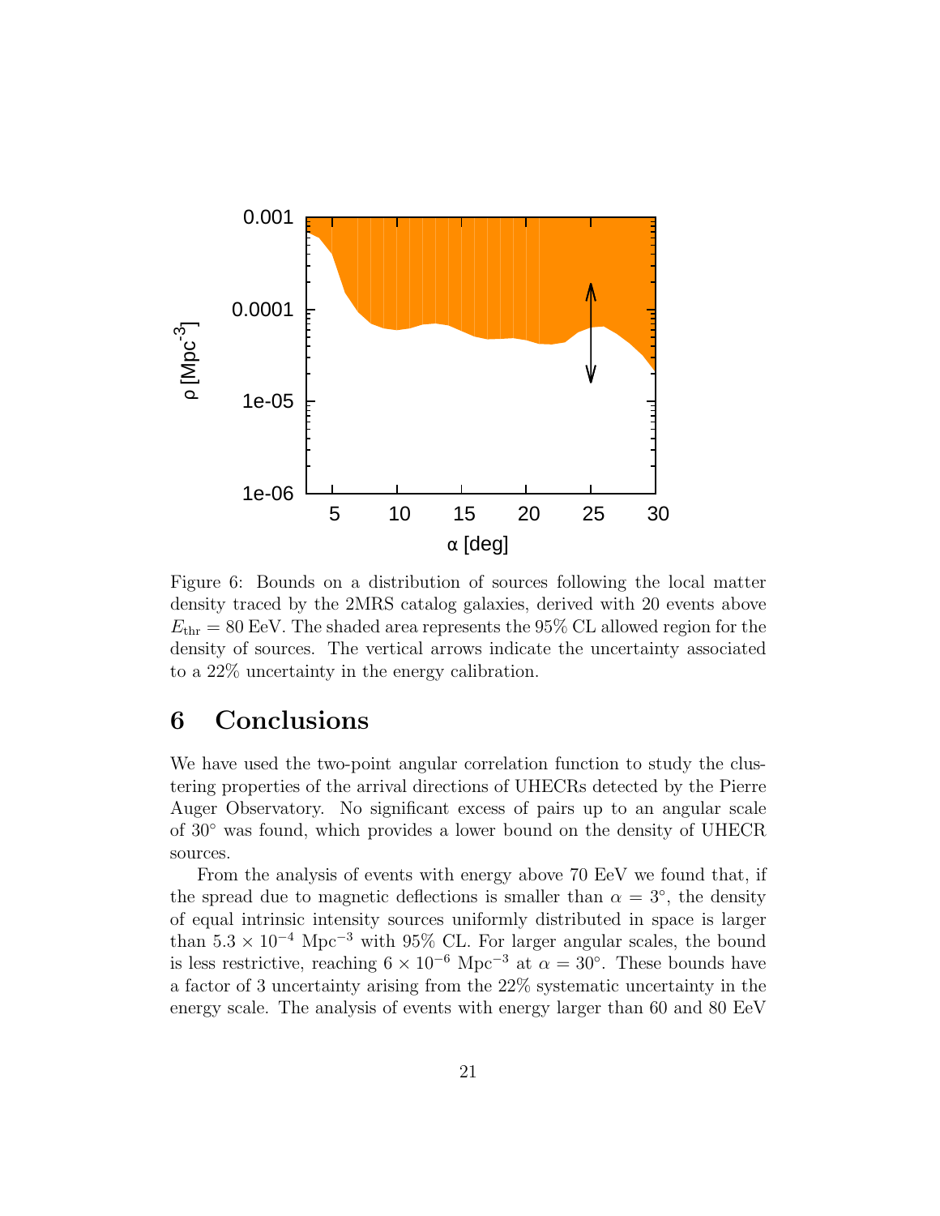Figure 6: Bounds on a distribution of sources following the local matter density traced by the 2MRS catalog galaxies, derived with 20 events above $E_{\rm thr} = 80$ EeV. The shaded area represents the 95% CL allowed region for the density of sources. The vertical arrows indicate the uncertainty associated to a 22% uncertainty in the energy calibration.

## 6 Conclusions

We have used the two-point angular correlation function to study the clustering properties of the arrival directions of UHECRs detected by the Pierre Auger Observatory. No significant excess of pairs up to an angular scale of 30° was found, which provides a lower bound on the density of UHECR sources.

From the analysis of events with energy above 70 EeV we found that, if the spread due to magnetic deflections is smaller than $\alpha = 3^\circ$, the density of equal intrinsic intensity sources uniformly distributed in space is larger than $5.3 \times 10^{-4}$ Mpc$^{-3}$ with 95% CL. For larger angular scales, the bound is less restrictive, reaching $6 \times 10^{-6}$ Mpc$^{-3}$ at $\alpha = 30^\circ$. These bounds have a factor of 3 uncertainty arising from the 22% systematic uncertainty in the energy scale. The analysis of events with energy larger than 60 and 80 EeV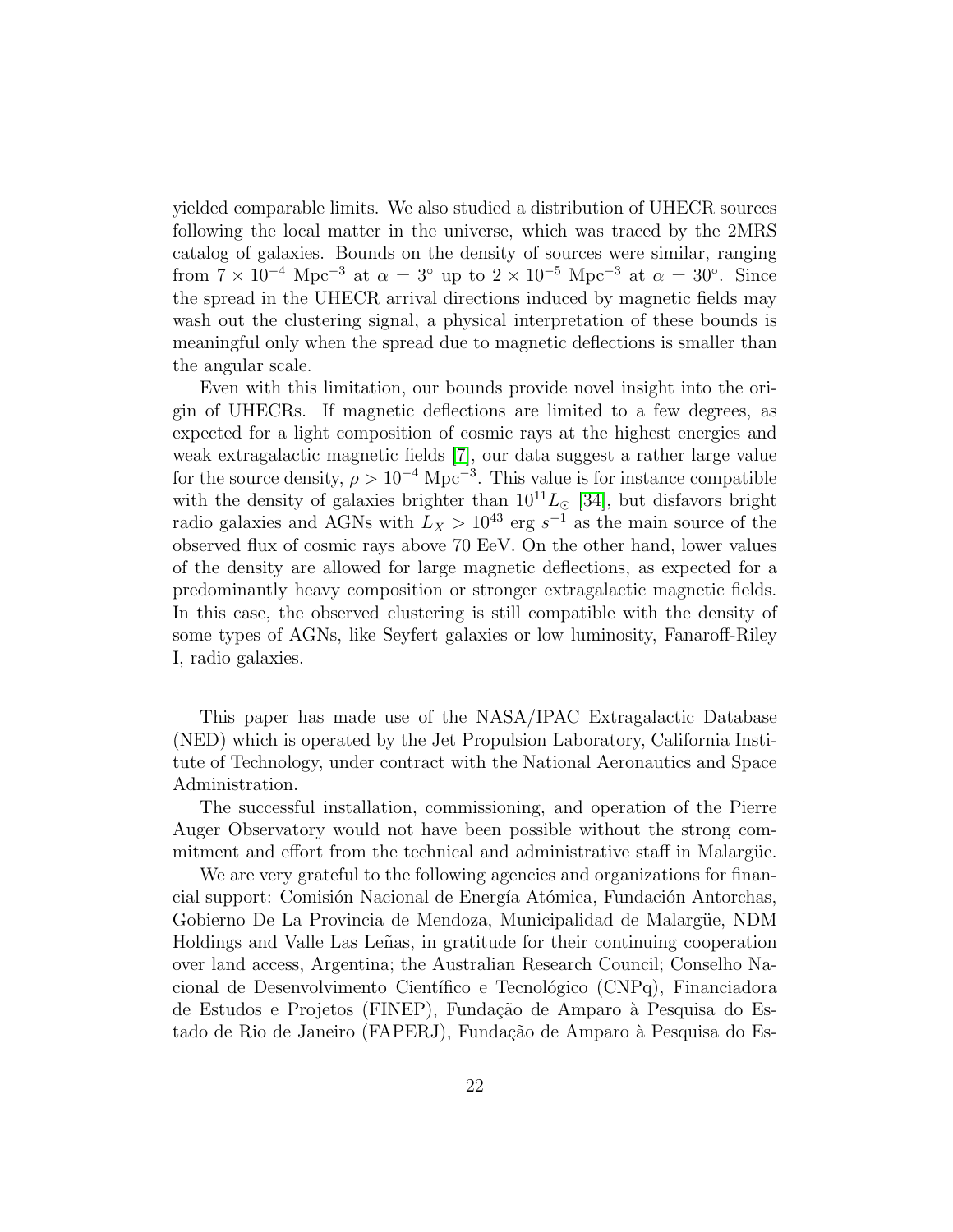yielded comparable limits. We also studied a distribution of UHECR sources following the local matter in the universe, which was traced by the 2MRS catalog of galaxies. Bounds on the density of sources were similar, ranging from $7 \times 10^{-4}$ Mpc$^{-3}$ at $\alpha = 3^{\circ}$ up to $2 \times 10^{-5}$ Mpc$^{-3}$ at $\alpha = 30^{\circ}$. Since the spread in the UHECR arrival directions induced by magnetic fields may wash out the clustering signal, a physical interpretation of these bounds is meaningful only when the spread due to magnetic deflections is smaller than the angular scale.

Even with this limitation, our bounds provide novel insight into the origin of UHECRs. If magnetic deflections are limited to a few degrees, as expected for a light composition of cosmic rays at the highest energies and weak extragalactic magnetic fields [7], our data suggest a rather large value for the source density, $\rho > 10^{-4}$ Mpc$^{-3}$. This value is for instance compatible with the density of galaxies brighter than $10^{11} L_{\odot}$ [34], but disfavors bright radio galaxies and AGNs with $L_X > 10^{43}$ erg $s^{-1}$ as the main source of the observed flux of cosmic rays above 70 EeV. On the other hand, lower values of the density are allowed for large magnetic deflections, as expected for a predominantly heavy composition or stronger extragalactic magnetic fields. In this case, the observed clustering is still compatible with the density of some types of AGNs, like Seyfert galaxies or low luminosity, Fanaroff-Riley I, radio galaxies.

This paper has made use of the NASA/IPAC Extragalactic Database (NED) which is operated by the Jet Propulsion Laboratory, California Institute of Technology, under contract with the National Aeronautics and Space Administration.

The successful installation, commissioning, and operation of the Pierre Auger Observatory would not have been possible without the strong commitment and effort from the technical and administrative staff in Malargüe.

We are very grateful to the following agencies and organizations for financial support: Comisión Nacional de Energía Atómica, Fundación Antorchas, Gobierno De La Provincia de Mendoza, Municipalidad de Malargüe, NDM Holdings and Valle Las Leñas, in gratitude for their continuing cooperation over land access, Argentina; the Australian Research Council; Conselho Nacional de Desenvolvimento Científico e Tecnológico (CNPq), Financiadora de Estudos e Projetos (FINEP), Fundação de Amparo à Pesquisa do Estado de Rio de Janeiro (FAPERJ), Fundação de Amparo à Pesquisa do Es-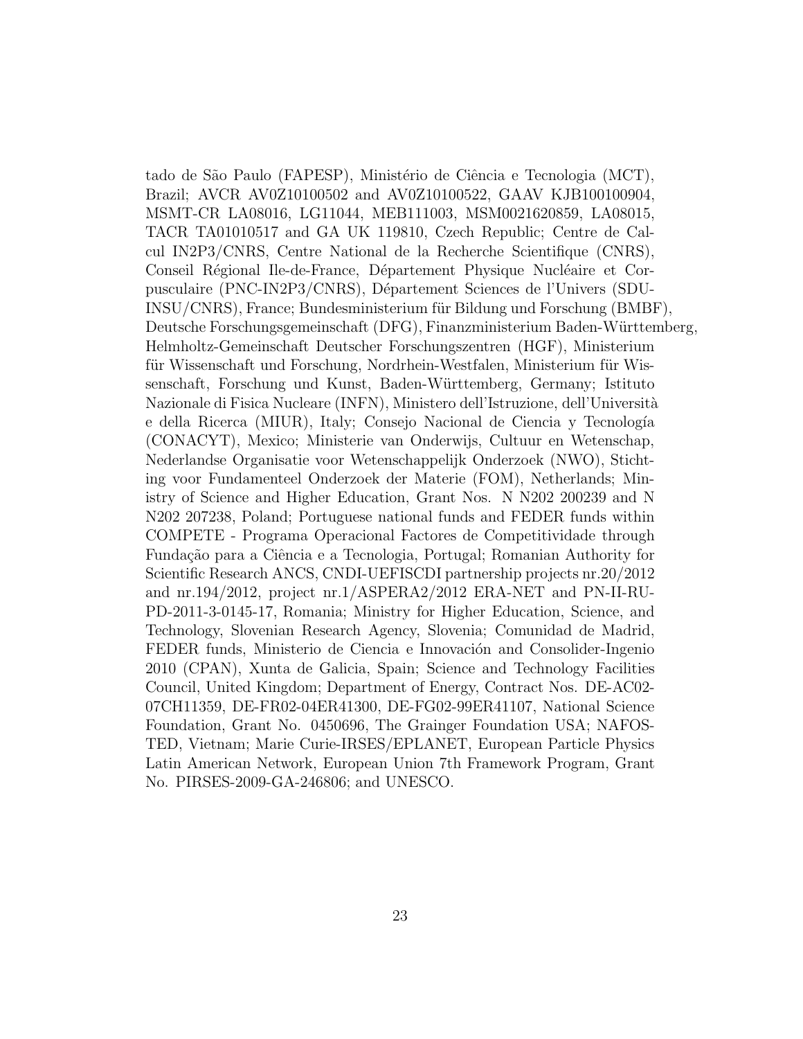tado de São Paulo (FAPESP), Ministério de Ciência e Tecnologia (MCT), Brazil; AVCR AV0Z10100502 and AV0Z10100522, GAAV KJB100100904, MSMT-CR LA08016, LG11044, MEB111003, MSM0021620859, LA08015, TACR TA01010517 and GA UK 119810, Czech Republic; Centre de Calcul IN2P3/CNRS, Centre National de la Recherche Scientifique (CNRS), Conseil Régional Ile-de-France, Département Physique Nucléaire et Corpusculaire (PNC-IN2P3/CNRS), Département Sciences de l'Univers (SDU-INSU/CNRS), France; Bundesministerium für Bildung und Forschung (BMBF), Deutsche Forschungsgemeinschaft (DFG), Finanzministerium Baden-Württemberg, Helmholtz-Gemeinschaft Deutscher Forschungszentren (HGF), Ministerium für Wissenschaft und Forschung, Nordrhein-Westfalen, Ministerium für Wissenschaft, Forschung und Kunst, Baden-Württemberg, Germany; Istituto Nazionale di Fisica Nucleare (INFN), Ministero dell'Istruzione, dell'Università e della Ricerca (MIUR), Italy; Consejo Nacional de Ciencia y Tecnología (CONACYT), Mexico; Ministerie van Onderwijs, Cultuur en Wetenschap, Nederlandse Organisatie voor Wetenschappelijk Onderzoek (NWO), Stichting voor Fundamenteel Onderzoek der Materie (FOM), Netherlands; Ministry of Science and Higher Education, Grant Nos. N N202 200239 and N N202 207238, Poland; Portuguese national funds and FEDER funds within COMPETE - Programa Operacional Factores de Competitividade through Fundação para a Ciência e a Tecnologia, Portugal; Romanian Authority for Scientific Research ANCS, CNDI-UEFISCDI partnership projects nr.20/2012 and nr.194/2012, project nr.1/ASPERA2/2012 ERA-NET and PN-II-RU-PD-2011-3-0145-17, Romania; Ministry for Higher Education, Science, and Technology, Slovenian Research Agency, Slovenia; Comunidad de Madrid, FEDER funds, Ministerio de Ciencia e Innovación and Consolider-Ingenio 2010 (CPAN), Xunta de Galicia, Spain; Science and Technology Facilities Council, United Kingdom; Department of Energy, Contract Nos. DE-AC02-07CH11359, DE-FR02-04ER41300, DE-FG02-99ER41107, National Science Foundation, Grant No. 0450696, The Grainger Foundation USA; NAFOSTED, Vietnam; Marie Curie-IRSES/EPLANET, European Particle Physics Latin American Network, European Union 7th Framework Program, Grant No. PIRSES-2009-GA-246806; and UNESCO.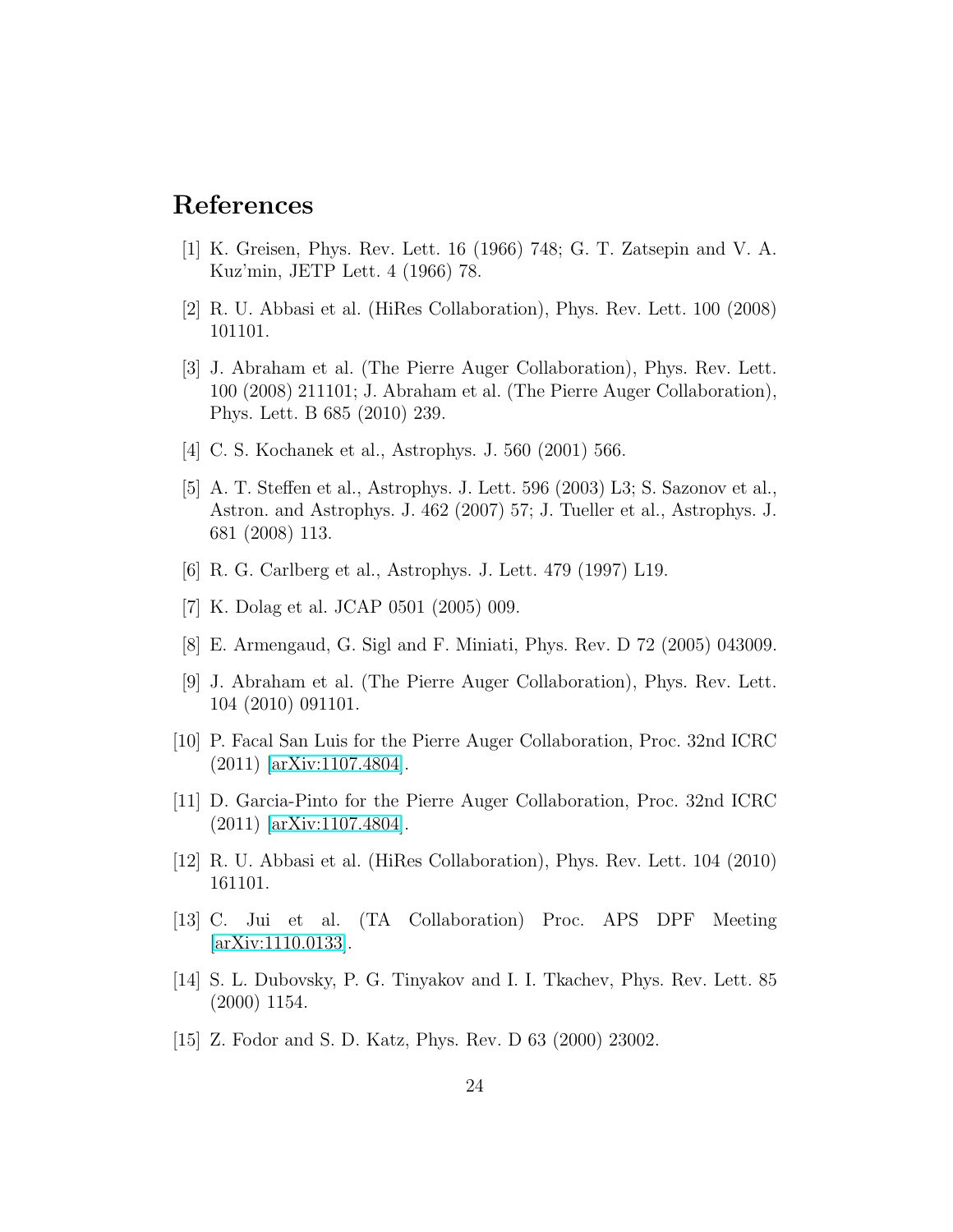## References

[1] K. Greisen, Phys. Rev. Lett. 16 (1966) 748; G. T. Zatsepin and V. A. Kuz'min, JETP Lett. 4 (1966) 78.

[2] R. U. Abbasi et al. (HiRes Collaboration), Phys. Rev. Lett. 100 (2008) 101101.

[3] J. Abraham et al. (The Pierre Auger Collaboration), Phys. Rev. Lett. 100 (2008) 211101; J. Abraham et al. (The Pierre Auger Collaboration), Phys. Lett. B 685 (2010) 239.

[4] C. S. Kochanek et al., Astrophys. J. 560 (2001) 566.

[5] A. T. Steffen et al., Astrophys. J. Lett. 596 (2003) L3; S. Sazonov et al., Astron. and Astrophys. J. 462 (2007) 57; J. Tueller et al., Astrophys. J. 681 (2008) 113.

[6] R. G. Carlberg et al., Astrophys. J. Lett. 479 (1997) L19.

[7] K. Dolag et al. JCAP 0501 (2005) 009.

[8] E. Armengaud, G. Sigl and F. Miniati, Phys. Rev. D 72 (2005) 043009.

[9] J. Abraham et al. (The Pierre Auger Collaboration), Phys. Rev. Lett. 104 (2010) 091101.

[10] P. Facal San Luis for the Pierre Auger Collaboration, Proc. 32nd ICRC (2011) [arXiv:1107.4804].

[11] D. Garcia-Pinto for the Pierre Auger Collaboration, Proc. 32nd ICRC (2011) [arXiv:1107.4804].

[12] R. U. Abbasi et al. (HiRes Collaboration), Phys. Rev. Lett. 104 (2010) 161101.

[13] C. Jui et al. (TA Collaboration) Proc. APS DPF Meeting [arXiv:1110.0133].

[14] S. L. Dubovsky, P. G. Tinyakov and I. I. Tkachev, Phys. Rev. Lett. 85 (2000) 1154.

[15] Z. Fodor and S. D. Katz, Phys. Rev. D 63 (2000) 23002.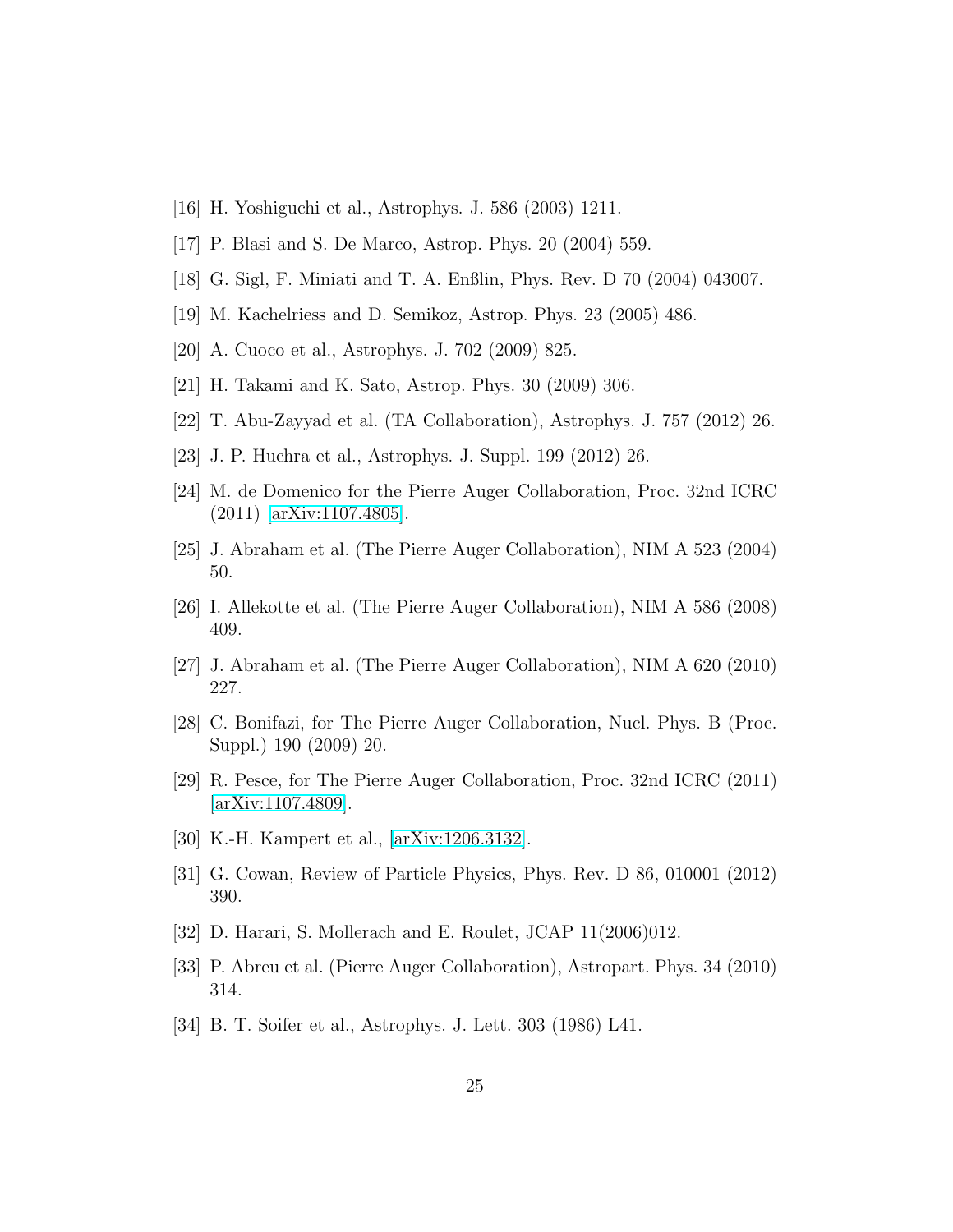[16] H. Yoshiguchi et al., Astrophys. J. 586 (2003) 1211.

[17] P. Blasi and S. De Marco, Astrop. Phys. 20 (2004) 559.

[18] G. Sigl, F. Miniati and T. A. Enßlin, Phys. Rev. D 70 (2004) 043007.

[19] M. Kachelriess and D. Semikoz, Astrop. Phys. 23 (2005) 486.

[20] A. Cuoco et al., Astrophys. J. 702 (2009) 825.

[21] H. Takami and K. Sato, Astrop. Phys. 30 (2009) 306.

[22] T. Abu-Zayyad et al. (TA Collaboration), Astrophys. J. 757 (2012) 26.

[23] J. P. Huchra et al., Astrophys. J. Suppl. 199 (2012) 26.

[24] M. de Domenico for the Pierre Auger Collaboration, Proc. 32nd ICRC (2011) [arXiv:1107.4805].

[25] J. Abraham et al. (The Pierre Auger Collaboration), NIM A 523 (2004) 50.

[26] I. Allekotte et al. (The Pierre Auger Collaboration), NIM A 586 (2008) 409.

[27] J. Abraham et al. (The Pierre Auger Collaboration), NIM A 620 (2010) 227.

[28] C. Bonifazi, for The Pierre Auger Collaboration, Nucl. Phys. B (Proc. Suppl.) 190 (2009) 20.

[29] R. Pesce, for The Pierre Auger Collaboration, Proc. 32nd ICRC (2011) [arXiv:1107.4809].

[30] K.-H. Kampert et al., [arXiv:1206.3132].

[31] G. Cowan, Review of Particle Physics, Phys. Rev. D 86, 010001 (2012) 390.

[32] D. Harari, S. Mollerach and E. Roulet, JCAP 11(2006)012.

[33] P. Abreu et al. (Pierre Auger Collaboration), Astropart. Phys. 34 (2010) 314.

[34] B. T. Soifer et al., Astrophys. J. Lett. 303 (1986) L41.